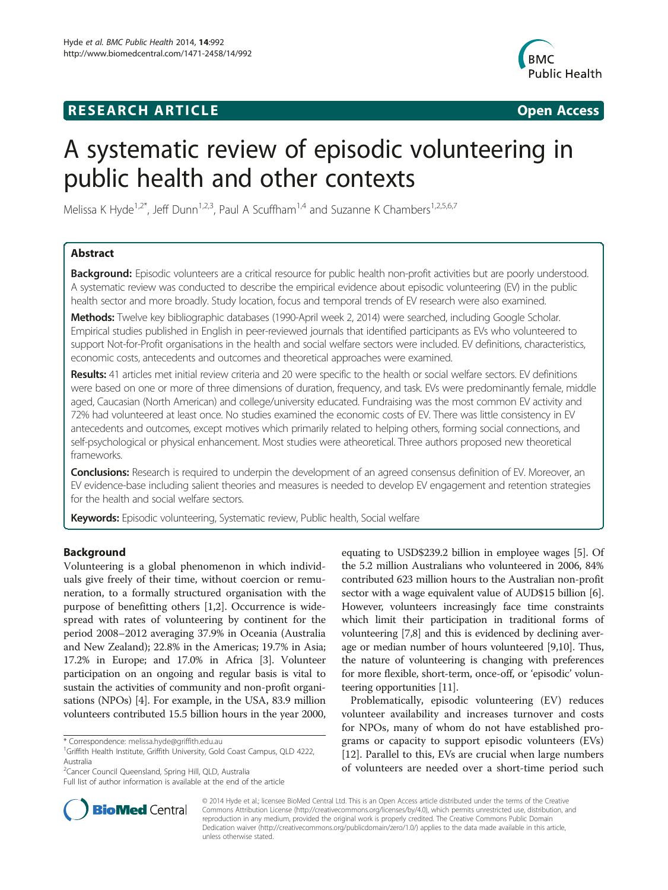**RESEARCH ARTICLE** **Open Access**

# A systematic review of episodic volunteering in public health and other contexts

Melissa K Hyde[1,2*], Jeff Dunn[1,2,3], Paul A Scuffham[1,4] and Suzanne K Chambers[1,2,5,6,7]

## Abstract

**Background:** Episodic volunteers are a critical resource for public health non-profit activities but are poorly understood. A systematic review was conducted to describe the empirical evidence about episodic volunteering (EV) in the public health sector and more broadly. Study location, focus and temporal trends of EV research were also examined.

**Methods:** Twelve key bibliographic databases (1990-April week 2, 2014) were searched, including Google Scholar. Empirical studies published in English in peer-reviewed journals that identified participants as EVs who volunteered to support Not-for-Profit organisations in the health and social welfare sectors were included. EV definitions, characteristics, economic costs, antecedents and outcomes and theoretical approaches were examined.

**Results:** 41 articles met initial review criteria and 20 were specific to the health or social welfare sectors. EV definitions were based on one or more of three dimensions of duration, frequency, and task. EVs were predominantly female, middle aged, Caucasian (North American) and college/university educated. Fundraising was the most common EV activity and 72% had volunteered at least once. No studies examined the economic costs of EV. There was little consistency in EV antecedents and outcomes, except motives which primarily related to helping others, forming social connections, and self-psychological or physical enhancement. Most studies were atheoretical. Three authors proposed new theoretical frameworks.

**Conclusions:** Research is required to underpin the development of an agreed consensus definition of EV. Moreover, an EV evidence-base including salient theories and measures is needed to develop EV engagement and retention strategies for the health and social welfare sectors.

**Keywords:** Episodic volunteering, Systematic review, Public health, Social welfare

## Background

Volunteering is a global phenomenon in which individuals give freely of their time, without coercion or remuneration, to a formally structured organisation with the purpose of benefitting others [1,2]. Occurrence is widespread with rates of volunteering by continent for the period 2008–2012 averaging 37.9% in Oceania (Australia and New Zealand); 22.8% in the Americas; 19.7% in Asia; 17.2% in Europe; and 17.0% in Africa [3]. Volunteer participation on an ongoing and regular basis is vital to sustain the activities of community and non-profit organisations (NPOs) [4]. For example, in the USA, 83.9 million volunteers contributed 15.5 billion hours in the year 2000, equating to USD$239.2 billion in employee wages [5]. Of the 5.2 million Australians who volunteered in 2006, 84% contributed 623 million hours to the Australian non-profit sector with a wage equivalent value of AUD$15 billion [6]. However, volunteers increasingly face time constraints which limit their participation in traditional forms of volunteering [7,8] and this is evidenced by declining average or median number of hours volunteered [9,10]. Thus, the nature of volunteering is changing with preferences for more flexible, short-term, once-off, or 'episodic' volunteering opportunities [11].

Problematically, episodic volunteering (EV) reduces volunteer availability and increases turnover and costs for NPOs, many of whom do not have established programs or capacity to support episodic volunteers (EVs) [12]. Parallel to this, EVs are crucial when large numbers of volunteers are needed over a short-time period such

\* Correspondence: melissa.hyde@griffith.edu.au
[1]Griffith Health Institute, Griffith University, Gold Coast Campus, QLD 4222, Australia
[2]Cancer Council Queensland, Spring Hill, QLD, Australia
Full list of author information is available at the end of the article

© 2014 Hyde et al.; licensee BioMed Central Ltd. This is an Open Access article distributed under the terms of the Creative Commons Attribution License (http://creativecommons.org/licenses/by/4.0), which permits unrestricted use, distribution, and reproduction in any medium, provided the original work is properly credited. The Creative Commons Public Domain Dedication waiver (http://creativecommons.org/publicdomain/zero/1.0/) applies to the data made available in this article, unless otherwise stated.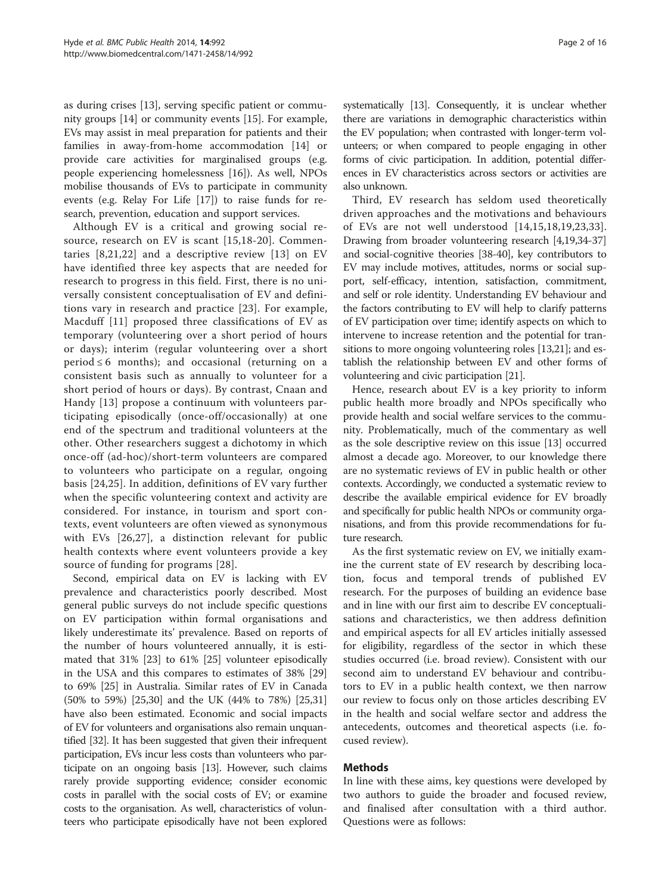as during crises [13], serving specific patient or community groups [14] or community events [15]. For example, EVs may assist in meal preparation for patients and their families in away-from-home accommodation [14] or provide care activities for marginalised groups (e.g. people experiencing homelessness [16]). As well, NPOs mobilise thousands of EVs to participate in community events (e.g. Relay For Life [17]) to raise funds for research, prevention, education and support services.

Although EV is a critical and growing social resource, research on EV is scant [15,18-20]. Commentaries [8,21,22] and a descriptive review [13] on EV have identified three key aspects that are needed for research to progress in this field. First, there is no universally consistent conceptualisation of EV and definitions vary in research and practice [23]. For example, Macduff [11] proposed three classifications of EV as temporary (volunteering over a short period of hours or days); interim (regular volunteering over a short period ≤ 6 months); and occasional (returning on a consistent basis such as annually to volunteer for a short period of hours or days). By contrast, Cnaan and Handy [13] propose a continuum with volunteers participating episodically (once-off/occasionally) at one end of the spectrum and traditional volunteers at the other. Other researchers suggest a dichotomy in which once-off (ad-hoc)/short-term volunteers are compared to volunteers who participate on a regular, ongoing basis [24,25]. In addition, definitions of EV vary further when the specific volunteering context and activity are considered. For instance, in tourism and sport contexts, event volunteers are often viewed as synonymous with EVs [26,27], a distinction relevant for public health contexts where event volunteers provide a key source of funding for programs [28].

Second, empirical data on EV is lacking with EV prevalence and characteristics poorly described. Most general public surveys do not include specific questions on EV participation within formal organisations and likely underestimate its' prevalence. Based on reports of the number of hours volunteered annually, it is estimated that 31% [23] to 61% [25] volunteer episodically in the USA and this compares to estimates of 38% [29] to 69% [25] in Australia. Similar rates of EV in Canada (50% to 59%) [25,30] and the UK (44% to 78%) [25,31] have also been estimated. Economic and social impacts of EV for volunteers and organisations also remain unquantified [32]. It has been suggested that given their infrequent participation, EVs incur less costs than volunteers who participate on an ongoing basis [13]. However, such claims rarely provide supporting evidence; consider economic costs in parallel with the social costs of EV; or examine costs to the organisation. As well, characteristics of volunteers who participate episodically have not been explored systematically [13]. Consequently, it is unclear whether there are variations in demographic characteristics within the EV population; when contrasted with longer-term volunteers; or when compared to people engaging in other forms of civic participation. In addition, potential differences in EV characteristics across sectors or activities are also unknown.

Third, EV research has seldom used theoretically driven approaches and the motivations and behaviours of EVs are not well understood [14,15,18,19,23,33]. Drawing from broader volunteering research [4,19,34-37] and social-cognitive theories [38-40], key contributors to EV may include motives, attitudes, norms or social support, self-efficacy, intention, satisfaction, commitment, and self or role identity. Understanding EV behaviour and the factors contributing to EV will help to clarify patterns of EV participation over time; identify aspects on which to intervene to increase retention and the potential for transitions to more ongoing volunteering roles [13,21]; and establish the relationship between EV and other forms of volunteering and civic participation [21].

Hence, research about EV is a key priority to inform public health more broadly and NPOs specifically who provide health and social welfare services to the community. Problematically, much of the commentary as well as the sole descriptive review on this issue [13] occurred almost a decade ago. Moreover, to our knowledge there are no systematic reviews of EV in public health or other contexts. Accordingly, we conducted a systematic review to describe the available empirical evidence for EV broadly and specifically for public health NPOs or community organisations, and from this provide recommendations for future research.

As the first systematic review on EV, we initially examine the current state of EV research by describing location, focus and temporal trends of published EV research. For the purposes of building an evidence base and in line with our first aim to describe EV conceptualisations and characteristics, we then address definition and empirical aspects for all EV articles initially assessed for eligibility, regardless of the sector in which these studies occurred (i.e. broad review). Consistent with our second aim to understand EV behaviour and contributors to EV in a public health context, we then narrow our review to focus only on those articles describing EV in the health and social welfare sector and address the antecedents, outcomes and theoretical aspects (i.e. focused review).

## Methods

In line with these aims, key questions were developed by two authors to guide the broader and focused review, and finalised after consultation with a third author. Questions were as follows: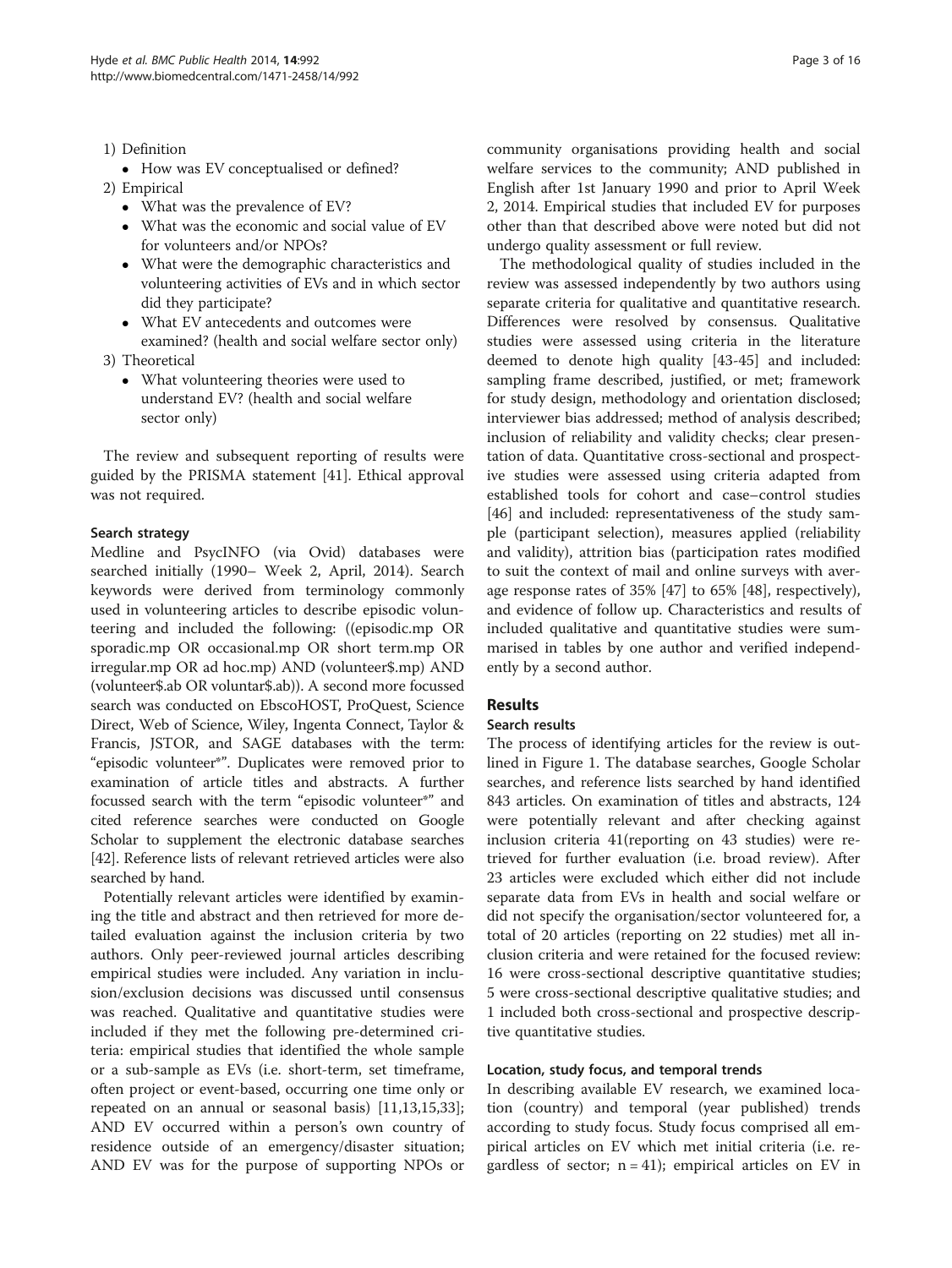1) Definition
   - How was EV conceptualised or defined?
2) Empirical
   - What was the prevalence of EV?
   - What was the economic and social value of EV for volunteers and/or NPOs?
   - What were the demographic characteristics and volunteering activities of EVs and in which sector did they participate?
   - What EV antecedents and outcomes were examined? (health and social welfare sector only)
3) Theoretical
   - What volunteering theories were used to understand EV? (health and social welfare sector only)

The review and subsequent reporting of results were guided by the PRISMA statement [41]. Ethical approval was not required.

### Search strategy

Medline and PsycINFO (via Ovid) databases were searched initially (1990– Week 2, April, 2014). Search keywords were derived from terminology commonly used in volunteering articles to describe episodic volunteering and included the following: ((episodic.mp OR sporadic.mp OR occasional.mp OR short term.mp OR irregular.mp OR ad hoc.mp) AND (volunteer$.mp) AND (volunteer$.ab OR voluntar$.ab)). A second more focussed search was conducted on EbscoHOST, ProQuest, Science Direct, Web of Science, Wiley, Ingenta Connect, Taylor & Francis, JSTOR, and SAGE databases with the term: "episodic volunteer*". Duplicates were removed prior to examination of article titles and abstracts. A further focussed search with the term "episodic volunteer*" and cited reference searches were conducted on Google Scholar to supplement the electronic database searches [42]. Reference lists of relevant retrieved articles were also searched by hand.

Potentially relevant articles were identified by examining the title and abstract and then retrieved for more detailed evaluation against the inclusion criteria by two authors. Only peer-reviewed journal articles describing empirical studies were included. Any variation in inclusion/exclusion decisions was discussed until consensus was reached. Qualitative and quantitative studies were included if they met the following pre-determined criteria: empirical studies that identified the whole sample or a sub-sample as EVs (i.e. short-term, set timeframe, often project or event-based, occurring one time only or repeated on an annual or seasonal basis) [11,13,15,33]; AND EV occurred within a person's own country of residence outside of an emergency/disaster situation; AND EV was for the purpose of supporting NPOs or community organisations providing health and social welfare services to the community; AND published in English after 1st January 1990 and prior to April Week 2, 2014. Empirical studies that included EV for purposes other than that described above were noted but did not undergo quality assessment or full review.

The methodological quality of studies included in the review was assessed independently by two authors using separate criteria for qualitative and quantitative research. Differences were resolved by consensus. Qualitative studies were assessed using criteria in the literature deemed to denote high quality [43-45] and included: sampling frame described, justified, or met; framework for study design, methodology and orientation disclosed; interviewer bias addressed; method of analysis described; inclusion of reliability and validity checks; clear presentation of data. Quantitative cross-sectional and prospective studies were assessed using criteria adapted from established tools for cohort and case–control studies [46] and included: representativeness of the study sample (participant selection), measures applied (reliability and validity), attrition bias (participation rates modified to suit the context of mail and online surveys with average response rates of 35% [47] to 65% [48], respectively), and evidence of follow up. Characteristics and results of included qualitative and quantitative studies were summarised in tables by one author and verified independently by a second author.

## Results

### Search results

The process of identifying articles for the review is outlined in Figure 1. The database searches, Google Scholar searches, and reference lists searched by hand identified 843 articles. On examination of titles and abstracts, 124 were potentially relevant and after checking against inclusion criteria 41(reporting on 43 studies) were retrieved for further evaluation (i.e. broad review). After 23 articles were excluded which either did not include separate data from EVs in health and social welfare or did not specify the organisation/sector volunteered for, a total of 20 articles (reporting on 22 studies) met all inclusion criteria and were retained for the focused review: 16 were cross-sectional descriptive quantitative studies; 5 were cross-sectional descriptive qualitative studies; and 1 included both cross-sectional and prospective descriptive quantitative studies.

### Location, study focus, and temporal trends

In describing available EV research, we examined location (country) and temporal (year published) trends according to study focus. Study focus comprised all empirical articles on EV which met initial criteria (i.e. regardless of sector; n = 41); empirical articles on EV in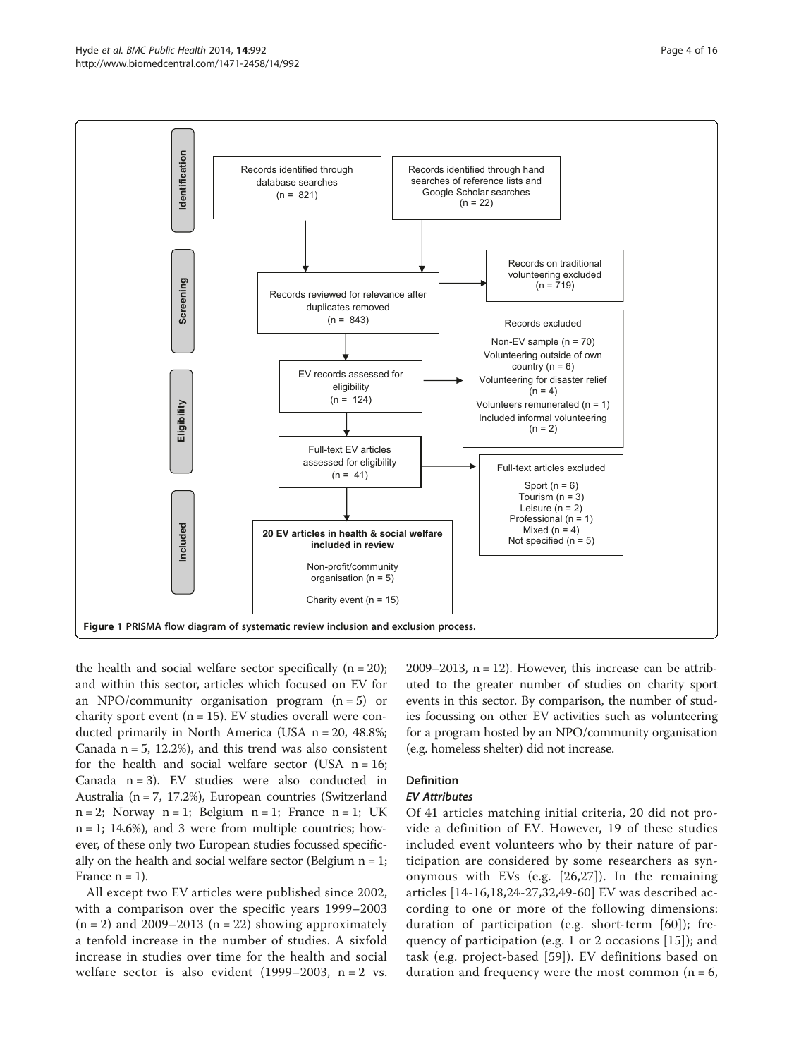Identification

Records identified through database searches (n = 821)

Records identified through hand searches of reference lists and Google Scholar searches (n = 22)

Screening

Records reviewed for relevance after duplicates removed (n = 843)

Records on traditional volunteering excluded (n = 719)

Eligibility

EV records assessed for eligibility (n = 124)

Records excluded

Non-EV sample (n = 70)
Volunteering outside of own country (n = 6)
Volunteering for disaster relief (n = 4)
Volunteers remunerated (n = 1)
Included informal volunteering (n = 2)

Full-text EV articles assessed for eligibility (n = 41)

Full-text articles excluded

Sport (n = 6)
Tourism (n = 3)
Leisure (n = 2)
Professional (n = 1)
Mixed (n = 4)
Not specified (n = 5)

Included

**20 EV articles in health & social welfare included in review**

Non-profit/community organisation (n = 5)

Charity event (n = 15)

**Figure 1** PRISMA flow diagram of systematic review inclusion and exclusion process.

the health and social welfare sector specifically (n = 20); and within this sector, articles which focused on EV for an NPO/community organisation program (n = 5) or charity sport event (n = 15). EV studies overall were conducted primarily in North America (USA n = 20, 48.8%; Canada n = 5, 12.2%), and this trend was also consistent for the health and social welfare sector (USA n = 16; Canada n = 3). EV studies were also conducted in Australia (n = 7, 17.2%), European countries (Switzerland n = 2; Norway n = 1; Belgium n = 1; France n = 1; UK n = 1; 14.6%), and 3 were from multiple countries; however, of these only two European studies focussed specifically on the health and social welfare sector (Belgium n = 1; France n = 1).

All except two EV articles were published since 2002, with a comparison over the specific years 1999–2003 (n = 2) and 2009–2013 (n = 22) showing approximately a tenfold increase in the number of studies. A sixfold increase in studies over time for the health and social welfare sector is also evident (1999–2003, n = 2 vs. 2009–2013, n = 12). However, this increase can be attributed to the greater number of studies on charity sport events in this sector. By comparison, the number of studies focussing on other EV activities such as volunteering for a program hosted by an NPO/community organisation (e.g. homeless shelter) did not increase.

## Definition

### *EV Attributes*

Of 41 articles matching initial criteria, 20 did not provide a definition of EV. However, 19 of these studies included event volunteers who by their nature of participation are considered by some researchers as synonymous with EVs (e.g. [26,27]). In the remaining articles [14-16,18,24-27,32,49-60] EV was described according to one or more of the following dimensions: duration of participation (e.g. short-term [60]); frequency of participation (e.g. 1 or 2 occasions [15]); and task (e.g. project-based [59]). EV definitions based on duration and frequency were the most common (n = 6,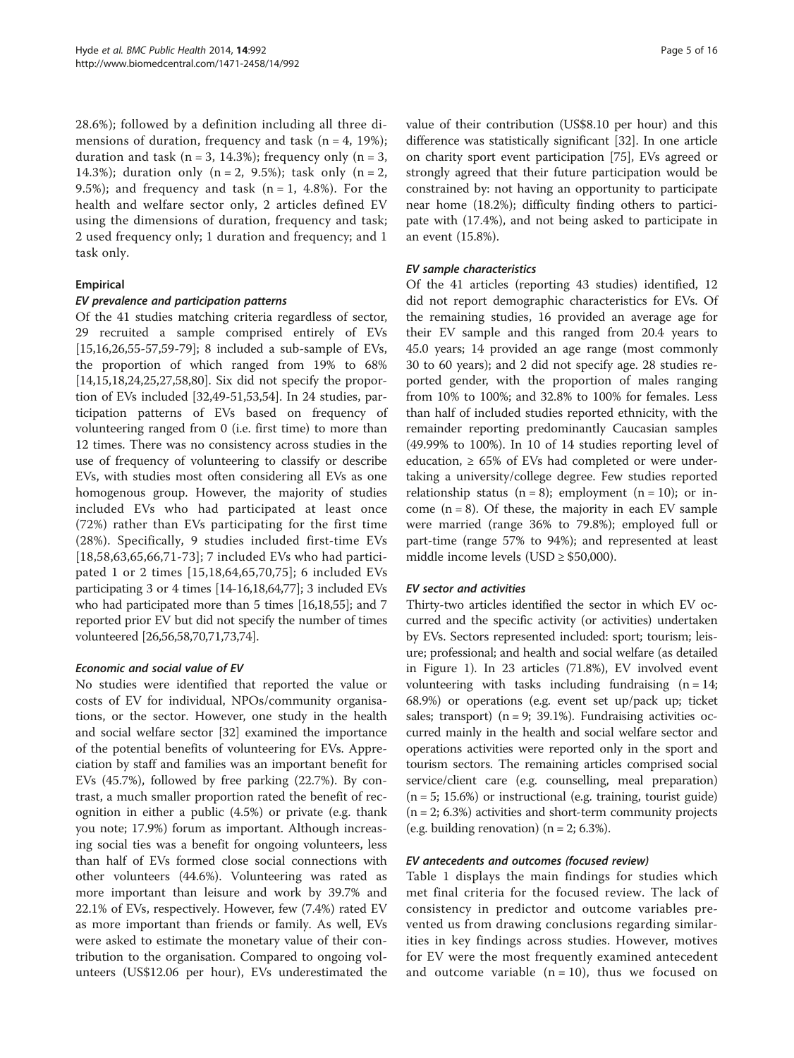28.6%); followed by a definition including all three dimensions of duration, frequency and task (n = 4, 19%); duration and task (n = 3, 14.3%); frequency only (n = 3, 14.3%); duration only (n = 2, 9.5%); task only (n = 2, 9.5%); and frequency and task (n = 1, 4.8%). For the health and welfare sector only, 2 articles defined EV using the dimensions of duration, frequency and task; 2 used frequency only; 1 duration and frequency; and 1 task only.

### Empirical

#### *EV prevalence and participation patterns*

Of the 41 studies matching criteria regardless of sector, 29 recruited a sample comprised entirely of EVs [15,16,26,55-57,59-79]; 8 included a sub-sample of EVs, the proportion of which ranged from 19% to 68% [14,15,18,24,25,27,58,80]. Six did not specify the proportion of EVs included [32,49-51,53,54]. In 24 studies, participation patterns of EVs based on frequency of volunteering ranged from 0 (i.e. first time) to more than 12 times. There was no consistency across studies in the use of frequency of volunteering to classify or describe EVs, with studies most often considering all EVs as one homogenous group. However, the majority of studies included EVs who had participated at least once (72%) rather than EVs participating for the first time (28%). Specifically, 9 studies included first-time EVs [18,58,63,65,66,71-73]; 7 included EVs who had participated 1 or 2 times [15,18,64,65,70,75]; 6 included EVs participating 3 or 4 times [14-16,18,64,77]; 3 included EVs who had participated more than 5 times [16,18,55]; and 7 reported prior EV but did not specify the number of times volunteered [26,56,58,70,71,73,74].

#### *Economic and social value of EV*

No studies were identified that reported the value or costs of EV for individual, NPOs/community organisations, or the sector. However, one study in the health and social welfare sector [32] examined the importance of the potential benefits of volunteering for EVs. Appreciation by staff and families was an important benefit for EVs (45.7%), followed by free parking (22.7%). By contrast, a much smaller proportion rated the benefit of recognition in either a public (4.5%) or private (e.g. thank you note; 17.9%) forum as important. Although increasing social ties was a benefit for ongoing volunteers, less than half of EVs formed close social connections with other volunteers (44.6%). Volunteering was rated as more important than leisure and work by 39.7% and 22.1% of EVs, respectively. However, few (7.4%) rated EV as more important than friends or family. As well, EVs were asked to estimate the monetary value of their contribution to the organisation. Compared to ongoing volunteers (US$12.06 per hour), EVs underestimated the value of their contribution (US$8.10 per hour) and this difference was statistically significant [32]. In one article on charity sport event participation [75], EVs agreed or strongly agreed that their future participation would be constrained by: not having an opportunity to participate near home (18.2%); difficulty finding others to participate with (17.4%), and not being asked to participate in an event (15.8%).

#### *EV sample characteristics*

Of the 41 articles (reporting 43 studies) identified, 12 did not report demographic characteristics for EVs. Of the remaining studies, 16 provided an average age for their EV sample and this ranged from 20.4 years to 45.0 years; 14 provided an age range (most commonly 30 to 60 years); and 2 did not specify age. 28 studies reported gender, with the proportion of males ranging from 10% to 100%; and 32.8% to 100% for females. Less than half of included studies reported ethnicity, with the remainder reporting predominantly Caucasian samples (49.99% to 100%). In 10 of 14 studies reporting level of education, ≥ 65% of EVs had completed or were undertaking a university/college degree. Few studies reported relationship status (n = 8); employment (n = 10); or income (n = 8). Of these, the majority in each EV sample were married (range 36% to 79.8%); employed full or part-time (range 57% to 94%); and represented at least middle income levels (USD ≥ $50,000).

#### *EV sector and activities*

Thirty-two articles identified the sector in which EV occurred and the specific activity (or activities) undertaken by EVs. Sectors represented included: sport; tourism; leisure; professional; and health and social welfare (as detailed in Figure 1). In 23 articles (71.8%), EV involved event volunteering with tasks including fundraising (n = 14; 68.9%) or operations (e.g. event set up/pack up; ticket sales; transport) (n = 9; 39.1%). Fundraising activities occurred mainly in the health and social welfare sector and operations activities were reported only in the sport and tourism sectors. The remaining articles comprised social service/client care (e.g. counselling, meal preparation) (n = 5; 15.6%) or instructional (e.g. training, tourist guide) (n = 2; 6.3%) activities and short-term community projects (e.g. building renovation) (n = 2; 6.3%).

#### *EV antecedents and outcomes (focused review)*

Table 1 displays the main findings for studies which met final criteria for the focused review. The lack of consistency in predictor and outcome variables prevented us from drawing conclusions regarding similarities in key findings across studies. However, motives for EV were the most frequently examined antecedent and outcome variable (n = 10), thus we focused on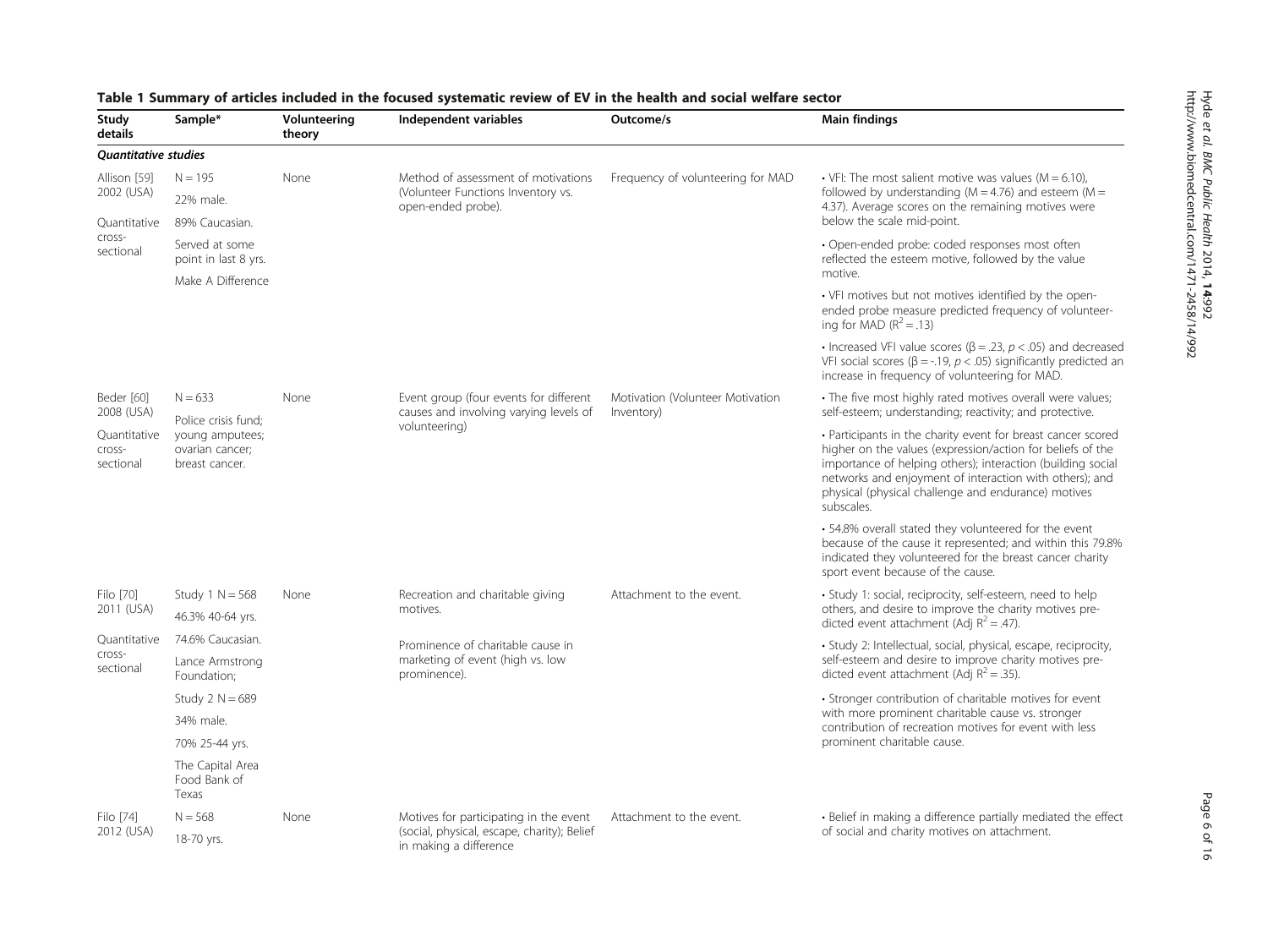**Table 1 Summary of articles included in the focused systematic review of EV in the health and social welfare sector**

| Study details | Sample* | Volunteering theory | Independent variables | Outcome/s | Main findings |
|---|---|---|---|---|---|
| ***Quantitative studies*** | | | | | |
| Allison [59] 2002 (USA) Quantitative cross-sectional | N = 195 22% male. 89% Caucasian. Served at some point in last 8 yrs. Make A Difference | None | Method of assessment of motivations (Volunteer Functions Inventory vs. open-ended probe). | Frequency of volunteering for MAD | • VFI: The most salient motive was values (M = 6.10), followed by understanding (M = 4.76) and esteem (M = 4.37). Average scores on the remaining motives were below the scale mid-point. • Open-ended probe: coded responses most often reflected the esteem motive, followed by the value motive. • VFI motives but not motives identified by the open-ended probe measure predicted frequency of volunteering for MAD ($R^2 = .13$) • Increased VFI value scores ($\beta = .23$, $p < .05$) and decreased VFI social scores ($\beta = -.19$, $p < .05$) significantly predicted an increase in frequency of volunteering for MAD. |
| Beder [60] 2008 (USA) Quantitative cross-sectional | N = 633 Police crisis fund; young amputees; ovarian cancer; breast cancer. | None | Event group (four events for different causes and involving varying levels of volunteering) | Motivation (Volunteer Motivation Inventory) | • The five most highly rated motives overall were values; self-esteem; understanding; reactivity; and protective. • Participants in the charity event for breast cancer scored higher on the values (expression/action for beliefs of the importance of helping others); interaction (building social networks and enjoyment of interaction with others); and physical (physical challenge and endurance) motives subscales. • 54.8% overall stated they volunteered for the event because of the cause it represented; and within this 79.8% indicated they volunteered for the breast cancer charity sport event because of the cause. |
| Filo [70] 2011 (USA) Quantitative cross-sectional | Study 1 N = 568 46.3% 40-64 yrs. 74.6% Caucasian. Lance Armstrong Foundation; Study 2 N = 689 34% male. 70% 25-44 yrs. The Capital Area Food Bank of Texas | None | Recreation and charitable giving motives. Prominence of charitable cause in marketing of event (high vs. low prominence). | Attachment to the event. | • Study 1: social, reciprocity, self-esteem, need to help others, and desire to improve the charity motives predicted event attachment (Adj $R^2 = .47$). • Study 2: Intellectual, social, physical, escape, reciprocity, self-esteem and desire to improve charity motives predicted event attachment (Adj $R^2 = .35$). • Stronger contribution of charitable motives for event with more prominent charitable cause vs. stronger contribution of recreation motives for event with less prominent charitable cause. |
| Filo [74] 2012 (USA) | N = 568 18-70 yrs. | None | Motives for participating in the event (social, physical, escape, charity); Belief in making a difference | Attachment to the event. | • Belief in making a difference partially mediated the effect of social and charity motives on attachment. |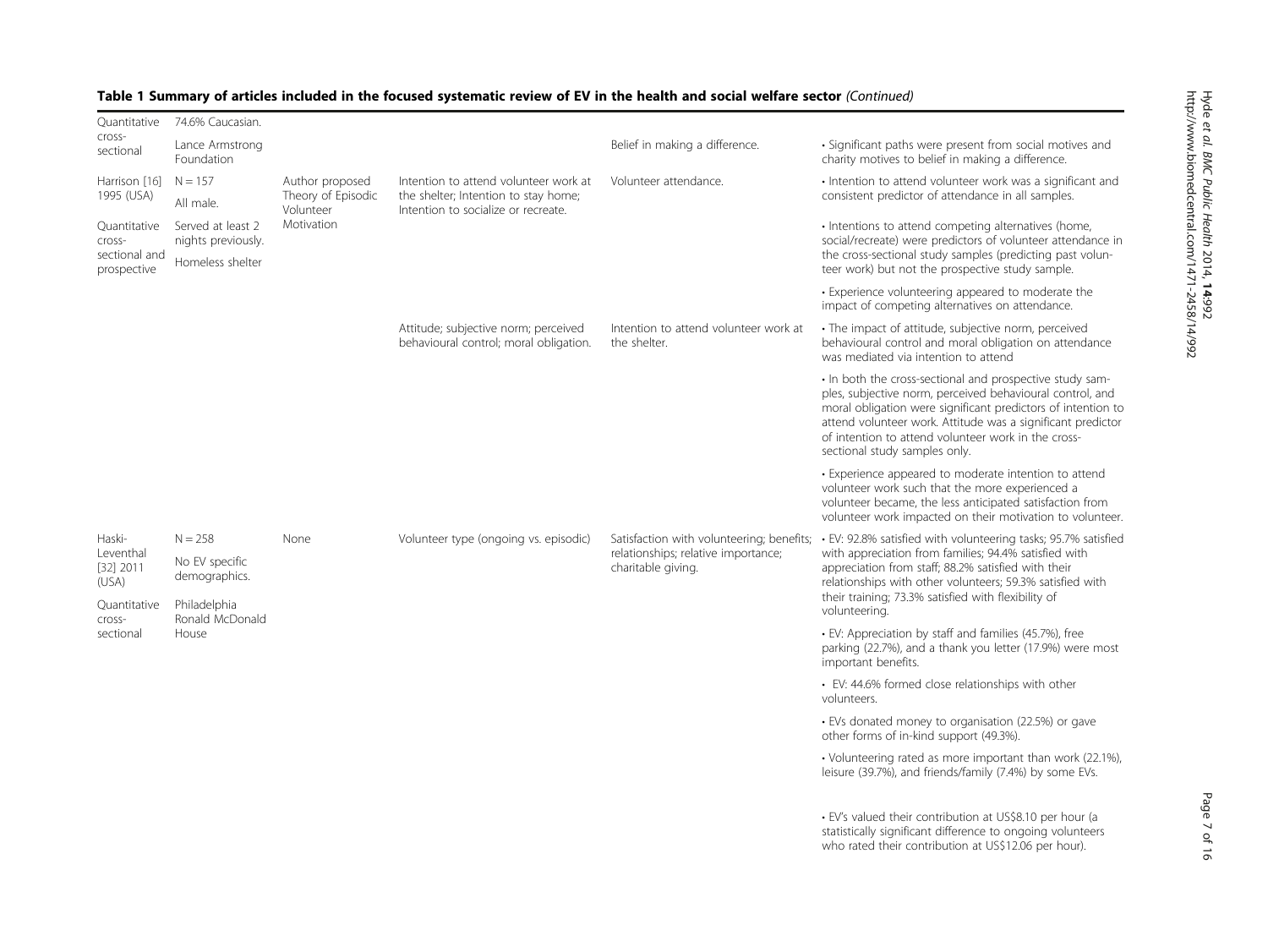**Table 1 Summary of articles included in the focused systematic review of EV in the health and social welfare sector** *(Continued)*

| | | | | | |
|---|---|---|---|---|---|
| Quantitative cross-sectional | 74.6% Caucasian. Lance Armstrong Foundation | | | Belief in making a difference. | • Significant paths were present from social motives and charity motives to belief in making a difference. |
| Harrison [16] 1995 (USA) Quantitative cross-sectional and prospective | N = 157 All male. Served at least 2 nights previously. Homeless shelter | Author proposed Theory of Episodic Volunteer Motivation | Intention to attend volunteer work at the shelter; Intention to stay home; Intention to socialize or recreate. | Volunteer attendance. | • Intention to attend volunteer work was a significant and consistent predictor of attendance in all samples. • Intentions to attend competing alternatives (home, social/recreate) were predictors of volunteer attendance in the cross-sectional study samples (predicting past volunteer work) but not the prospective study sample. • Experience volunteering appeared to moderate the impact of competing alternatives on attendance. |
| | | | Attitude; subjective norm; perceived behavioural control; moral obligation. | Intention to attend volunteer work at the shelter. | • The impact of attitude, subjective norm, perceived behavioural control and moral obligation on attendance was mediated via intention to attend • In both the cross-sectional and prospective study samples, subjective norm, perceived behavioural control, and moral obligation were significant predictors of intention to attend volunteer work. Attitude was a significant predictor of intention to attend volunteer work in the cross-sectional study samples only. • Experience appeared to moderate intention to attend volunteer work such that the more experienced a volunteer became, the less anticipated satisfaction from volunteer work impacted on their motivation to volunteer. |
| Haski-Leventhal [32] 2011 (USA) Quantitative cross-sectional | N = 258 No EV specific demographics. Philadelphia Ronald McDonald House | None | Volunteer type (ongoing vs. episodic) | Satisfaction with volunteering; benefits; relationships; relative importance; charitable giving. | • EV: 92.8% satisfied with volunteering tasks; 95.7% satisfied with appreciation from families; 94.4% satisfied with appreciation from staff; 88.2% satisfied with their relationships with other volunteers; 59.3% satisfied with their training; 73.3% satisfied with flexibility of volunteering. • EV: Appreciation by staff and families (45.7%), free parking (22.7%), and a thank you letter (17.9%) were most important benefits. • EV: 44.6% formed close relationships with other volunteers. • EVs donated money to organisation (22.5%) or gave other forms of in-kind support (49.3%). • Volunteering rated as more important than work (22.1%), leisure (39.7%), and friends/family (7.4%) by some EVs. • EV's valued their contribution at US$8.10 per hour (a statistically significant difference to ongoing volunteers who rated their contribution at US$12.06 per hour). |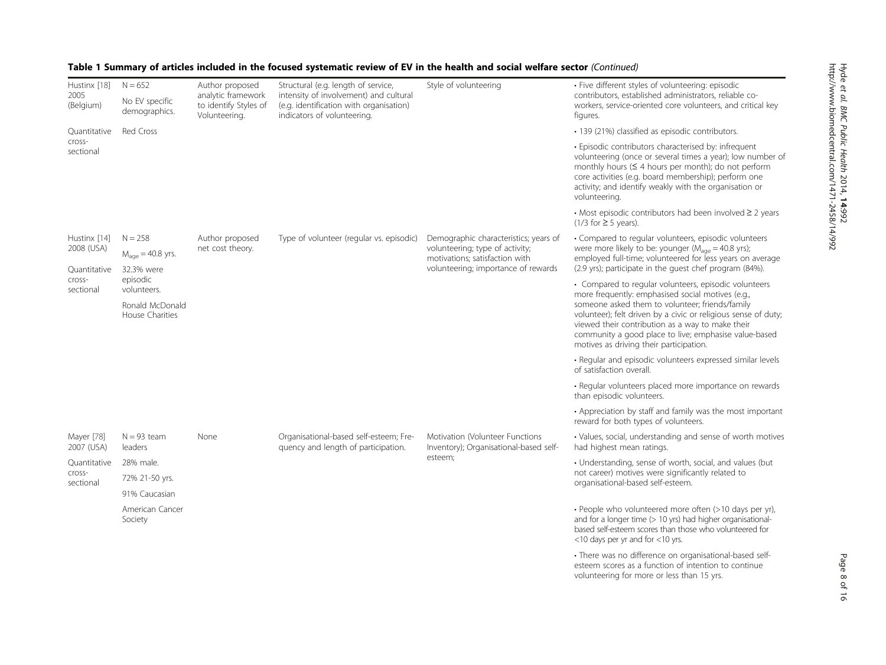**Table 1 Summary of articles included in the focused systematic review of EV in the health and social welfare sector** *(Continued)*

| | | | | | |
|---|---|---|---|---|---|
| Hustinx [18] 2005 (Belgium) Quantitative cross-sectional | N = 652 No EV specific demographics. Red Cross | Author proposed analytic framework to identify Styles of Volunteering. | Structural (e.g. length of service, intensity of involvement) and cultural (e.g. identification with organisation) indicators of volunteering. | Style of volunteering | • Five different styles of volunteering: episodic contributors, established administrators, reliable co-workers, service-oriented core volunteers, and critical key figures. • 139 (21%) classified as episodic contributors. • Episodic contributors characterised by: infrequent volunteering (once or several times a year); low number of monthly hours (≤ 4 hours per month); do not perform core activities (e.g. board membership); perform one activity; and identify weakly with the organisation or volunteering. • Most episodic contributors had been involved ≥ 2 years (1/3 for ≥ 5 years). |
| Hustinx [14] 2008 (USA) Quantitative cross-sectional | N = 258 $M_{age}$ = 40.8 yrs. 32.3% were episodic volunteers. Ronald McDonald House Charities | Author proposed net cost theory. | Type of volunteer (regular vs. episodic) | Demographic characteristics; years of volunteering; type of activity; motivations; satisfaction with volunteering; importance of rewards | • Compared to regular volunteers, episodic volunteers were more likely to be: younger ($M_{age}$ = 40.8 yrs); employed full-time; volunteered for less years on average (2.9 yrs); participate in the guest chef program (84%). • Compared to regular volunteers, episodic volunteers more frequently: emphasised social motives (e.g., someone asked them to volunteer; friends/family volunteer); felt driven by a civic or religious sense of duty; viewed their contribution as a way to make their community a good place to live; emphasise value-based motives as driving their participation. • Regular and episodic volunteers expressed similar levels of satisfaction overall. • Regular volunteers placed more importance on rewards than episodic volunteers. • Appreciation by staff and family was the most important reward for both types of volunteers. |
| Mayer [78] 2007 (USA) Quantitative cross-sectional | N = 93 team leaders 28% male. 72% 21-50 yrs. 91% Caucasian American Cancer Society | None | Organisational-based self-esteem; Frequency and length of participation. | Motivation (Volunteer Functions Inventory); Organisational-based self-esteem; | • Values, social, understanding and sense of worth motives had highest mean ratings. • Understanding, sense of worth, social, and values (but not career) motives were significantly related to organisational-based self-esteem. • People who volunteered more often (>10 days per yr), and for a longer time (> 10 yrs) had higher organisational-based self-esteem scores than those who volunteered for <10 days per yr and for <10 yrs. • There was no difference on organisational-based self-esteem scores as a function of intention to continue volunteering for more or less than 15 yrs. |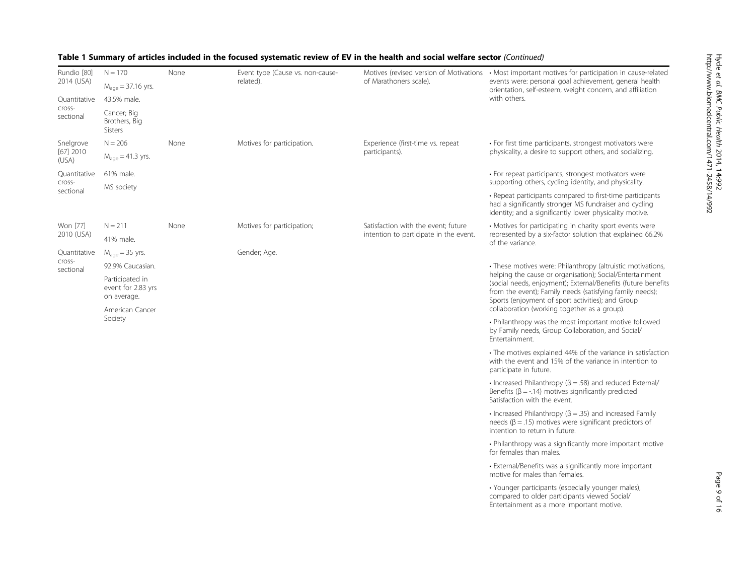**Table 1 Summary of articles included in the focused systematic review of EV in the health and social welfare sector** *(Continued)*

| | | | | | |
|---|---|---|---|---|---|
| Rundio [80] 2014 (USA) Quantitative cross-sectional | N = 170<br>$M_{age}$ = 37.16 yrs.<br>43.5% male.<br>Cancer; Big Brothers, Big Sisters | None | Event type (Cause vs. non-cause-related). | Motives (revised version of Motivations of Marathoners scale). | • Most important motives for participation in cause-related events were: personal goal achievement, general health orientation, self-esteem, weight concern, and affiliation with others. |
| Snelgrove [67] 2010 (USA) Quantitative cross-sectional | N = 206<br>$M_{age}$ = 41.3 yrs.<br>61% male.<br>MS society | None | Motives for participation. | Experience (first-time vs. repeat participants). | • For first time participants, strongest motivators were physicality, a desire to support others, and socializing.<br>• For repeat participants, strongest motivators were supporting others, cycling identity, and physicality.<br>• Repeat participants compared to first-time participants had a significantly stronger MS fundraiser and cycling identity; and a significantly lower physicality motive. |
| Won [77] 2010 (USA) Quantitative cross-sectional | N = 211<br>41% male.<br>$M_{age}$ = 35 yrs.<br>92.9% Caucasian.<br>Participated in event for 2.83 yrs on average.<br>American Cancer Society | None | Motives for participation;<br>Gender; Age. | Satisfaction with the event; future intention to participate in the event. | • Motives for participating in charity sport events were represented by a six-factor solution that explained 66.2% of the variance.<br>• These motives were: Philanthropy (altruistic motivations, helping the cause or organisation); Social/Entertainment (social needs, enjoyment); External/Benefits (future benefits from the event); Family needs (satisfying family needs); Sports (enjoyment of sport activities); and Group collaboration (working together as a group).<br>• Philanthropy was the most important motive followed by Family needs, Group Collaboration, and Social/ Entertainment.<br>• The motives explained 44% of the variance in satisfaction with the event and 15% of the variance in intention to participate in future.<br>• Increased Philanthropy ($\beta = .58$) and reduced External/ Benefits ($\beta = -.14$) motives significantly predicted Satisfaction with the event.<br>• Increased Philanthropy ($\beta = .35$) and increased Family needs ($\beta = .15$) motives were significant predictors of intention to return in future.<br>• Philanthropy was a significantly more important motive for females than males.<br>• External/Benefits was a significantly more important motive for males than females.<br>• Younger participants (especially younger males), compared to older participants viewed Social/ Entertainment as a more important motive. |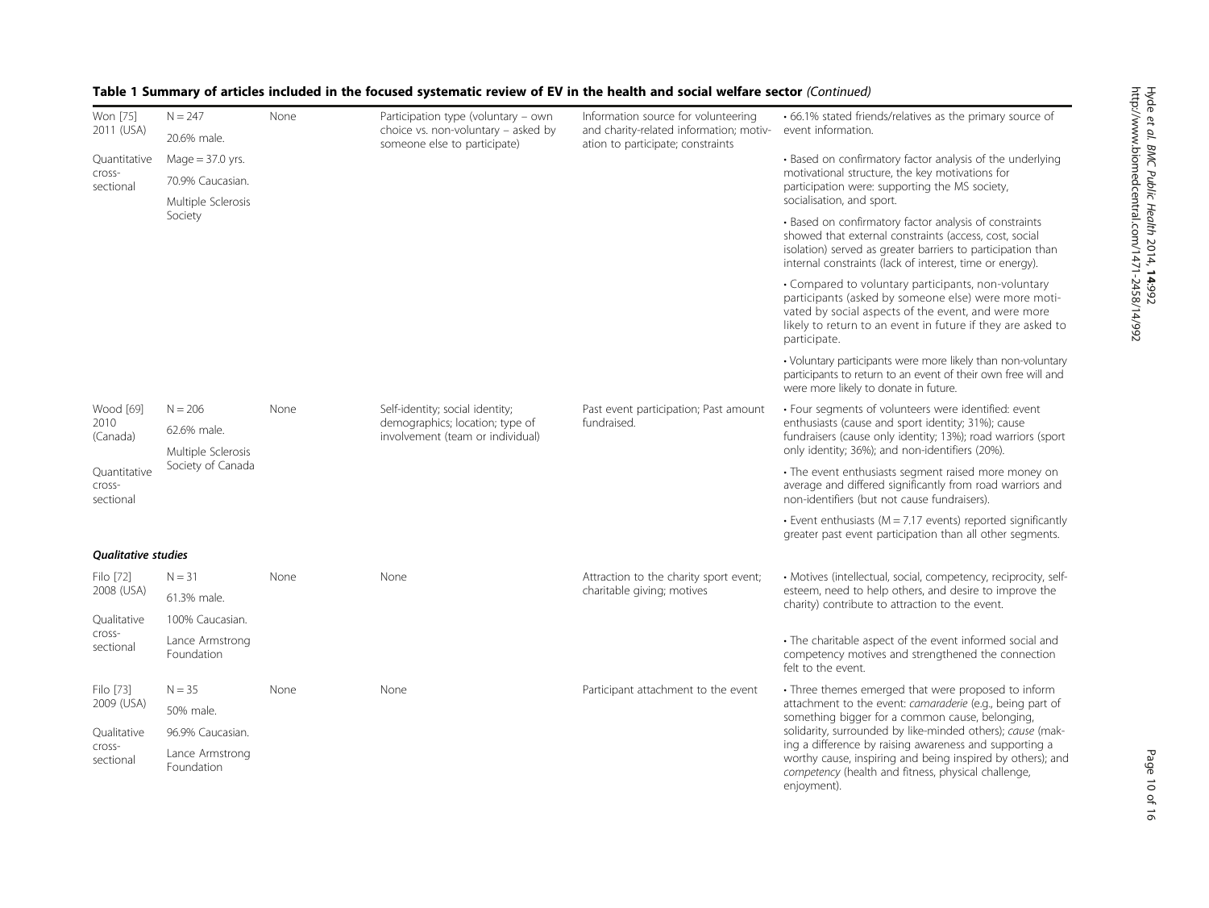**Table 1 Summary of articles included in the focused systematic review of EV in the health and social welfare sector** *(Continued)*

| | | | | | |
|---|---|---|---|---|---|
| Won [75] 2011 (USA)<br>Quantitative cross-sectional | N = 247<br>20.6% male.<br>Mage = 37.0 yrs.<br>70.9% Caucasian.<br>Multiple Sclerosis Society | None | Participation type (voluntary – own choice vs. non-voluntary – asked by someone else to participate) | Information source for volunteering and charity-related information; motivation to participate; constraints | • 66.1% stated friends/relatives as the primary source of event information.<br>• Based on confirmatory factor analysis of the underlying motivational structure, the key motivations for participation were: supporting the MS society, socialisation, and sport.<br>• Based on confirmatory factor analysis of constraints showed that external constraints (access, cost, social isolation) served as greater barriers to participation than internal constraints (lack of interest, time or energy).<br>• Compared to voluntary participants, non-voluntary participants (asked by someone else) were more motivated by social aspects of the event, and were more likely to return to an event in future if they are asked to participate.<br>• Voluntary participants were more likely than non-voluntary participants to return to an event of their own free will and were more likely to donate in future. |
| Wood [69] 2010 (Canada)<br>Quantitative cross-sectional | N = 206<br>62.6% male.<br>Multiple Sclerosis Society of Canada | None | Self-identity; social identity; demographics; location; type of involvement (team or individual) | Past event participation; Past amount fundraised. | • Four segments of volunteers were identified: event enthusiasts (cause and sport identity; 31%); cause fundraisers (cause only identity; 13%); road warriors (sport only identity; 36%); and non-identifiers (20%).<br>• The event enthusiasts segment raised more money on average and differed significantly from road warriors and non-identifiers (but not cause fundraisers).<br>• Event enthusiasts (M = 7.17 events) reported significantly greater past event participation than all other segments. |
| ***Qualitative studies*** | | | | | |
| Filo [72] 2008 (USA)<br>Qualitative cross-sectional | N = 31<br>61.3% male.<br>100% Caucasian.<br>Lance Armstrong Foundation | None | None | Attraction to the charity sport event; charitable giving; motives | • Motives (intellectual, social, competency, reciprocity, self-esteem, need to help others, and desire to improve the charity) contribute to attraction to the event.<br>• The charitable aspect of the event informed social and competency motives and strengthened the connection felt to the event. |
| Filo [73] 2009 (USA)<br>Qualitative cross-sectional | N = 35<br>50% male.<br>96.9% Caucasian.<br>Lance Armstrong Foundation | None | None | Participant attachment to the event | • Three themes emerged that were proposed to inform attachment to the event: *camaraderie* (e.g., being part of something bigger for a common cause, belonging, solidarity, surrounded by like-minded others); *cause* (making a difference by raising awareness and supporting a worthy cause, inspiring and being inspired by others); and *competency* (health and fitness, physical challenge, enjoyment). |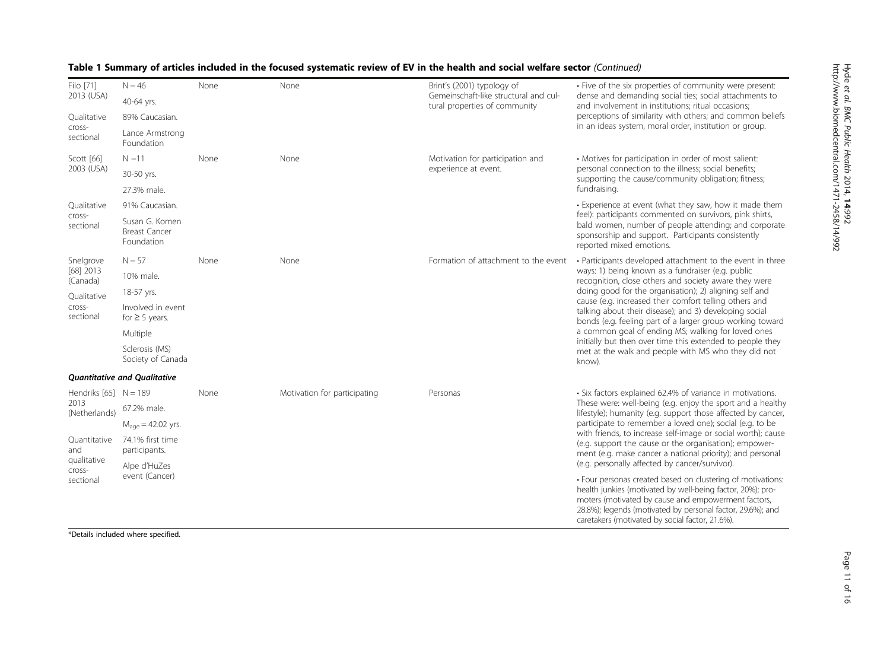**Table 1 Summary of articles included in the focused systematic review of EV in the health and social welfare sector** *(Continued)*

| | | | | | |
|---|---|---|---|---|---|
| Filo [71] 2013 (USA) Qualitative cross-sectional | N = 46 40-64 yrs. 89% Caucasian. Lance Armstrong Foundation | None | None | Brint's (2001) typology of Gemeinschaft-like structural and cultural properties of community | • Five of the six properties of community were present: dense and demanding social ties; social attachments to and involvement in institutions; ritual occasions; perceptions of similarity with others; and common beliefs in an ideas system, moral order, institution or group. |
| Scott [66] 2003 (USA) Qualitative cross-sectional | N =11 30-50 yrs. 27.3% male. 91% Caucasian. Susan G. Komen Breast Cancer Foundation | None | None | Motivation for participation and experience at event. | • Motives for participation in order of most salient: personal connection to the illness; social benefits; supporting the cause/community obligation; fitness; fundraising. • Experience at event (what they saw, how it made them feel): participants commented on survivors, pink shirts, bald women, number of people attending; and corporate sponsorship and support. Participants consistently reported mixed emotions. |
| Snelgrove [68] 2013 (Canada) Qualitative cross-sectional | N = 57 10% male. 18-57 yrs. Involved in event for ≥ 5 years. Multiple Sclerosis (MS) Society of Canada | None | None | Formation of attachment to the event | • Participants developed attachment to the event in three ways: 1) being known as a fundraiser (e.g. public recognition, close others and society aware they were doing good for the organisation); 2) aligning self and cause (e.g. increased their comfort telling others and talking about their disease); and 3) developing social bonds (e.g. feeling part of a larger group working toward a common goal of ending MS; walking for loved ones initially but then over time this extended to people they met at the walk and people with MS who they did not know). |
| ***Quantitative and Qualitative*** | | | | | |
| Hendriks [65] 2013 (Netherlands) Quantitative and qualitative cross-sectional | N = 189 67.2% male. $M_{age}$ = 42.02 yrs. 74.1% first time participants. Alpe d'HuZes event (Cancer) | None | Motivation for participating | Personas | • Six factors explained 62.4% of variance in motivations. These were: well-being (e.g. enjoy the sport and a healthy lifestyle); humanity (e.g. support those affected by cancer, participate to remember a loved one); social (e.g. to be with friends, to increase self-image or social worth); cause (e.g. support the cause or the organisation); empowerment (e.g. make cancer a national priority); and personal (e.g. personally affected by cancer/survivor). • Four personas created based on clustering of motivations: health junkies (motivated by well-being factor, 20%); promoters (motivated by cause and empowerment factors, 28.8%); legends (motivated by personal factor, 29.6%); and caretakers (motivated by social factor, 21.6%). |

*Details included where specified.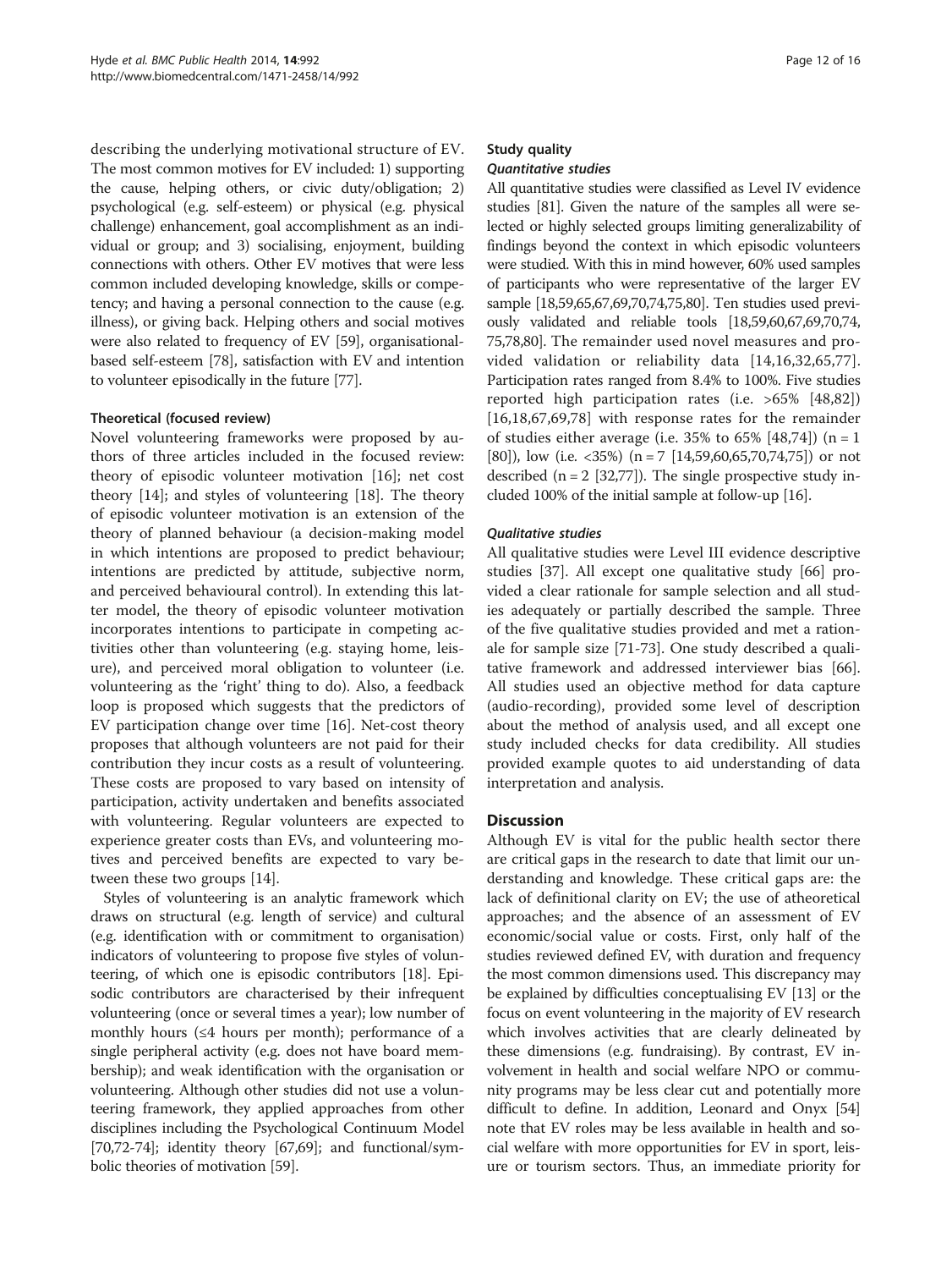describing the underlying motivational structure of EV. The most common motives for EV included: 1) supporting the cause, helping others, or civic duty/obligation; 2) psychological (e.g. self-esteem) or physical (e.g. physical challenge) enhancement, goal accomplishment as an individual or group; and 3) socialising, enjoyment, building connections with others. Other EV motives that were less common included developing knowledge, skills or competency; and having a personal connection to the cause (e.g. illness), or giving back. Helping others and social motives were also related to frequency of EV [59], organisational-based self-esteem [78], satisfaction with EV and intention to volunteer episodically in the future [77].

#### Theoretical (focused review)

Novel volunteering frameworks were proposed by authors of three articles included in the focused review: theory of episodic volunteer motivation [16]; net cost theory [14]; and styles of volunteering [18]. The theory of episodic volunteer motivation is an extension of the theory of planned behaviour (a decision-making model in which intentions are proposed to predict behaviour; intentions are predicted by attitude, subjective norm, and perceived behavioural control). In extending this latter model, the theory of episodic volunteer motivation incorporates intentions to participate in competing activities other than volunteering (e.g. staying home, leisure), and perceived moral obligation to volunteer (i.e. volunteering as the 'right' thing to do). Also, a feedback loop is proposed which suggests that the predictors of EV participation change over time [16]. Net-cost theory proposes that although volunteers are not paid for their contribution they incur costs as a result of volunteering. These costs are proposed to vary based on intensity of participation, activity undertaken and benefits associated with volunteering. Regular volunteers are expected to experience greater costs than EVs, and volunteering motives and perceived benefits are expected to vary between these two groups [14].

Styles of volunteering is an analytic framework which draws on structural (e.g. length of service) and cultural (e.g. identification with or commitment to organisation) indicators of volunteering to propose five styles of volunteering, of which one is episodic contributors [18]. Episodic contributors are characterised by their infrequent volunteering (once or several times a year); low number of monthly hours (≤4 hours per month); performance of a single peripheral activity (e.g. does not have board membership); and weak identification with the organisation or volunteering. Although other studies did not use a volunteering framework, they applied approaches from other disciplines including the Psychological Continuum Model [70,72-74]; identity theory [67,69]; and functional/symbolic theories of motivation [59].

### Study quality

#### Quantitative studies

All quantitative studies were classified as Level IV evidence studies [81]. Given the nature of the samples all were selected or highly selected groups limiting generalizability of findings beyond the context in which episodic volunteers were studied. With this in mind however, 60% used samples of participants who were representative of the larger EV sample [18,59,65,67,69,70,74,75,80]. Ten studies used previously validated and reliable tools [18,59,60,67,69,70,74,75,78,80]. The remainder used novel measures and provided validation or reliability data [14,16,32,65,77]. Participation rates ranged from 8.4% to 100%. Five studies reported high participation rates (i.e. >65% [48,82]) [16,18,67,69,78] with response rates for the remainder of studies either average (i.e. 35% to 65% [48,74]) (n = 1 [80]), low (i.e. <35%) (n = 7 [14,59,60,65,70,74,75]) or not described (n = 2 [32,77]). The single prospective study included 100% of the initial sample at follow-up [16].

#### Qualitative studies

All qualitative studies were Level III evidence descriptive studies [37]. All except one qualitative study [66] provided a clear rationale for sample selection and all studies adequately or partially described the sample. Three of the five qualitative studies provided and met a rationale for sample size [71-73]. One study described a qualitative framework and addressed interviewer bias [66]. All studies used an objective method for data capture (audio-recording), provided some level of description about the method of analysis used, and all except one study included checks for data credibility. All studies provided example quotes to aid understanding of data interpretation and analysis.

## Discussion

Although EV is vital for the public health sector there are critical gaps in the research to date that limit our understanding and knowledge. These critical gaps are: the lack of definitional clarity on EV; the use of atheoretical approaches; and the absence of an assessment of EV economic/social value or costs. First, only half of the studies reviewed defined EV, with duration and frequency the most common dimensions used. This discrepancy may be explained by difficulties conceptualising EV [13] or the focus on event volunteering in the majority of EV research which involves activities that are clearly delineated by these dimensions (e.g. fundraising). By contrast, EV involvement in health and social welfare NPO or community programs may be less clear cut and potentially more difficult to define. In addition, Leonard and Onyx [54] note that EV roles may be less available in health and social welfare with more opportunities for EV in sport, leisure or tourism sectors. Thus, an immediate priority for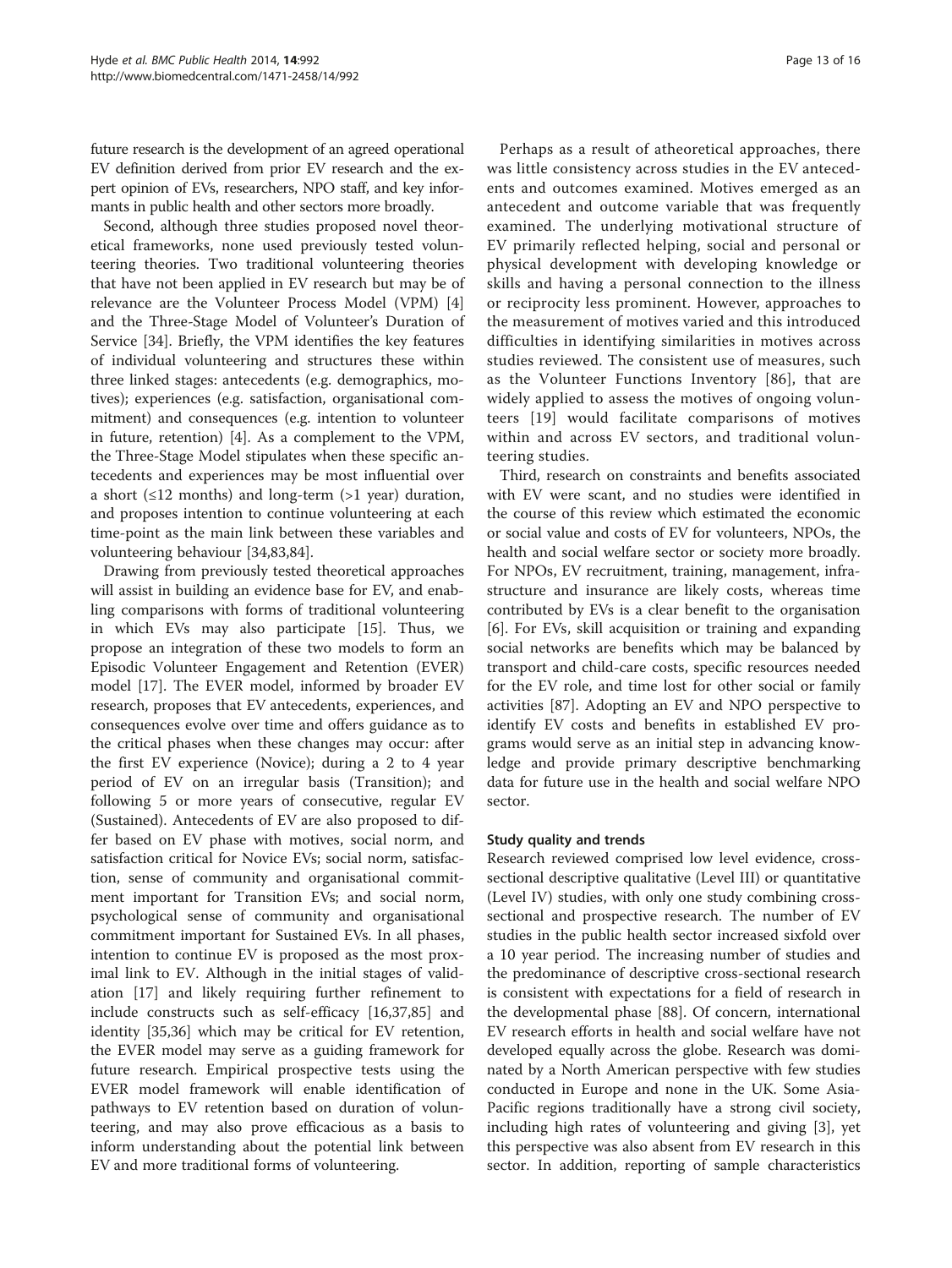future research is the development of an agreed operational EV definition derived from prior EV research and the expert opinion of EVs, researchers, NPO staff, and key informants in public health and other sectors more broadly.

Second, although three studies proposed novel theoretical frameworks, none used previously tested volunteering theories. Two traditional volunteering theories that have not been applied in EV research but may be of relevance are the Volunteer Process Model (VPM) [4] and the Three-Stage Model of Volunteer's Duration of Service [34]. Briefly, the VPM identifies the key features of individual volunteering and structures these within three linked stages: antecedents (e.g. demographics, motives); experiences (e.g. satisfaction, organisational commitment) and consequences (e.g. intention to volunteer in future, retention) [4]. As a complement to the VPM, the Three-Stage Model stipulates when these specific antecedents and experiences may be most influential over a short (≤12 months) and long-term (>1 year) duration, and proposes intention to continue volunteering at each time-point as the main link between these variables and volunteering behaviour [34,83,84].

Drawing from previously tested theoretical approaches will assist in building an evidence base for EV, and enabling comparisons with forms of traditional volunteering in which EVs may also participate [15]. Thus, we propose an integration of these two models to form an Episodic Volunteer Engagement and Retention (EVER) model [17]. The EVER model, informed by broader EV research, proposes that EV antecedents, experiences, and consequences evolve over time and offers guidance as to the critical phases when these changes may occur: after the first EV experience (Novice); during a 2 to 4 year period of EV on an irregular basis (Transition); and following 5 or more years of consecutive, regular EV (Sustained). Antecedents of EV are also proposed to differ based on EV phase with motives, social norm, and satisfaction critical for Novice EVs; social norm, satisfaction, sense of community and organisational commitment important for Transition EVs; and social norm, psychological sense of community and organisational commitment important for Sustained EVs. In all phases, intention to continue EV is proposed as the most proximal link to EV. Although in the initial stages of validation [17] and likely requiring further refinement to include constructs such as self-efficacy [16,37,85] and identity [35,36] which may be critical for EV retention, the EVER model may serve as a guiding framework for future research. Empirical prospective tests using the EVER model framework will enable identification of pathways to EV retention based on duration of volunteering, and may also prove efficacious as a basis to inform understanding about the potential link between EV and more traditional forms of volunteering.

Perhaps as a result of atheoretical approaches, there was little consistency across studies in the EV antecedents and outcomes examined. Motives emerged as an antecedent and outcome variable that was frequently examined. The underlying motivational structure of EV primarily reflected helping, social and personal or physical development with developing knowledge or skills and having a personal connection to the illness or reciprocity less prominent. However, approaches to the measurement of motives varied and this introduced difficulties in identifying similarities in motives across studies reviewed. The consistent use of measures, such as the Volunteer Functions Inventory [86], that are widely applied to assess the motives of ongoing volunteers [19] would facilitate comparisons of motives within and across EV sectors, and traditional volunteering studies.

Third, research on constraints and benefits associated with EV were scant, and no studies were identified in the course of this review which estimated the economic or social value and costs of EV for volunteers, NPOs, the health and social welfare sector or society more broadly. For NPOs, EV recruitment, training, management, infrastructure and insurance are likely costs, whereas time contributed by EVs is a clear benefit to the organisation [6]. For EVs, skill acquisition or training and expanding social networks are benefits which may be balanced by transport and child-care costs, specific resources needed for the EV role, and time lost for other social or family activities [87]. Adopting an EV and NPO perspective to identify EV costs and benefits in established EV programs would serve as an initial step in advancing knowledge and provide primary descriptive benchmarking data for future use in the health and social welfare NPO sector.

#### Study quality and trends

Research reviewed comprised low level evidence, cross-sectional descriptive qualitative (Level III) or quantitative (Level IV) studies, with only one study combining cross-sectional and prospective research. The number of EV studies in the public health sector increased sixfold over a 10 year period. The increasing number of studies and the predominance of descriptive cross-sectional research is consistent with expectations for a field of research in the developmental phase [88]. Of concern, international EV research efforts in health and social welfare have not developed equally across the globe. Research was dominated by a North American perspective with few studies conducted in Europe and none in the UK. Some Asia-Pacific regions traditionally have a strong civil society, including high rates of volunteering and giving [3], yet this perspective was also absent from EV research in this sector. In addition, reporting of sample characteristics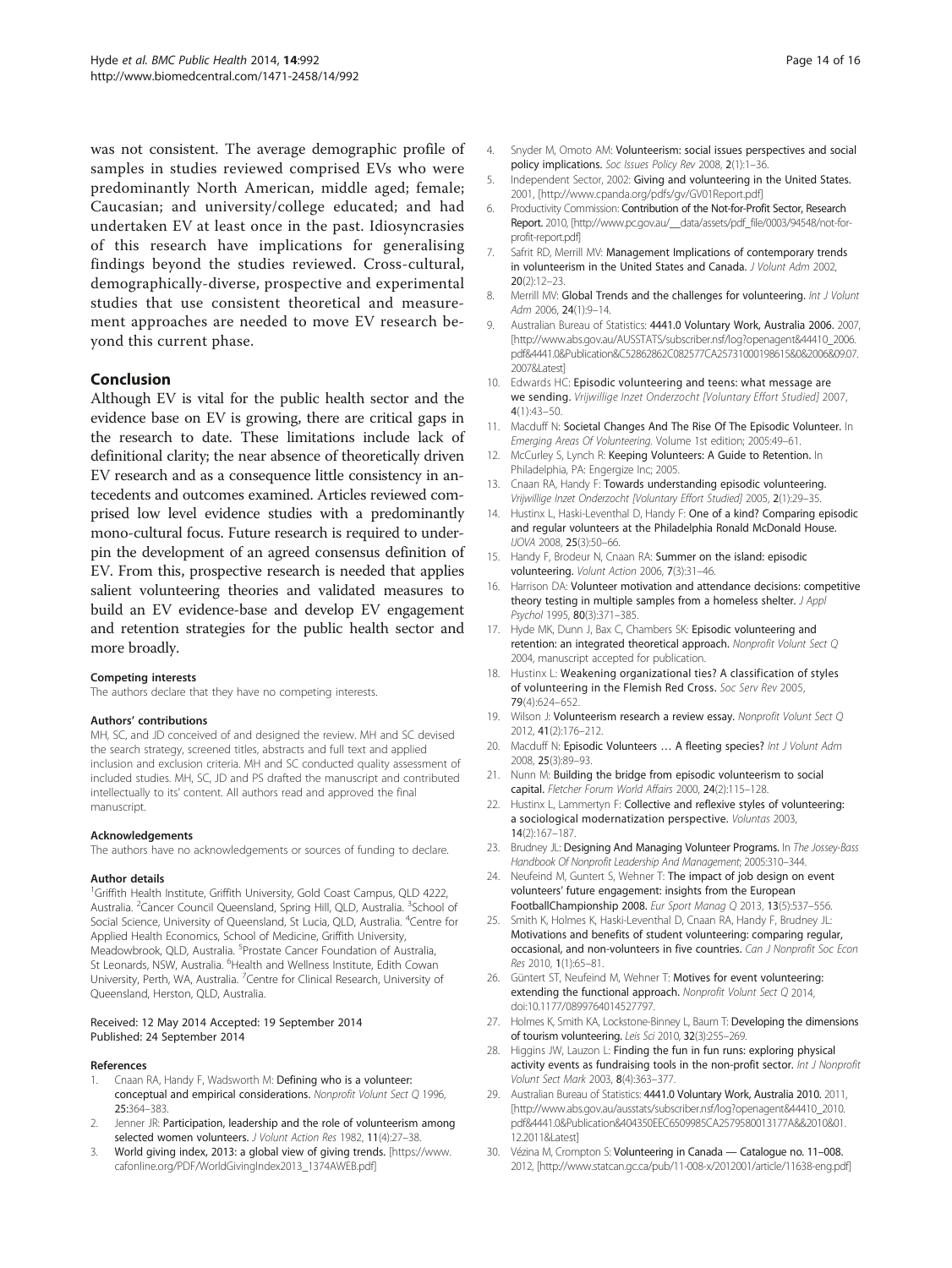was not consistent. The average demographic profile of samples in studies reviewed comprised EVs who were predominantly North American, middle aged; female; Caucasian; and university/college educated; and had undertaken EV at least once in the past. Idiosyncrasies of this research have implications for generalising findings beyond the studies reviewed. Cross-cultural, demographically-diverse, prospective and experimental studies that use consistent theoretical and measurement approaches are needed to move EV research beyond this current phase.

## Conclusion

Although EV is vital for the public health sector and the evidence base on EV is growing, there are critical gaps in the research to date. These limitations include lack of definitional clarity; the near absence of theoretically driven EV research and as a consequence little consistency in antecedents and outcomes examined. Articles reviewed comprised low level evidence studies with a predominantly mono-cultural focus. Future research is required to underpin the development of an agreed consensus definition of EV. From this, prospective research is needed that applies salient volunteering theories and validated measures to build an EV evidence-base and develop EV engagement and retention strategies for the public health sector and more broadly.

#### Competing interests

The authors declare that they have no competing interests.

#### Authors' contributions

MH, SC, and JD conceived of and designed the review. MH and SC devised the search strategy, screened titles, abstracts and full text and applied inclusion and exclusion criteria. MH and SC conducted quality assessment of included studies. MH, SC, JD and PS drafted the manuscript and contributed intellectually to its' content. All authors read and approved the final manuscript.

#### Acknowledgements

The authors have no acknowledgements or sources of funding to declare.

#### Author details

[1]Griffith Health Institute, Griffith University, Gold Coast Campus, QLD 4222, Australia. [2]Cancer Council Queensland, Spring Hill, QLD, Australia. [3]School of Social Science, University of Queensland, St Lucia, QLD, Australia. [4]Centre for Applied Health Economics, School of Medicine, Griffith University, Meadowbrook, QLD, Australia. [5]Prostate Cancer Foundation of Australia, St Leonards, NSW, Australia. [6]Health and Wellness Institute, Edith Cowan University, Perth, WA, Australia. [7]Centre for Clinical Research, University of Queensland, Herston, QLD, Australia.

Received: 12 May 2014 Accepted: 19 September 2014
Published: 24 September 2014

#### References

1. Cnaan RA, Handy F, Wadsworth M: **Defining who is a volunteer: conceptual and empirical considerations.** *Nonprofit Volunt Sect Q* 1996, **25**:364–383.
2. Jenner JR: **Participation, leadership and the role of volunteerism among selected women volunteers.** *J Volunt Action Res* 1982, **11**(4):27–38.
3. **World giving index, 2013: a global view of giving trends.** [https://www.cafonline.org/PDF/WorldGivingIndex2013_1374AWEB.pdf]
4. Snyder M, Omoto AM: **Volunteerism: social issues perspectives and social policy implications.** *Soc Issues Policy Rev* 2008, **2**(1):1–36.
5. Independent Sector, 2002: **Giving and volunteering in the United States.** 2001, [http://www.cpanda.org/pdfs/gv/GV01Report.pdf]
6. Productivity Commission: **Contribution of the Not-for-Profit Sector, Research Report.** 2010, [http://www.pc.gov.au/__data/assets/pdf_file/0003/94548/not-for-profit-report.pdf]
7. Safrit RD, Merrill MV: **Management Implications of contemporary trends in volunteerism in the United States and Canada.** *J Volunt Adm* 2002, **20**(2):12–23.
8. Merrill MV: **Global Trends and the challenges for volunteering.** *Int J Volunt Adm* 2006, **24**(1):9–14.
9. Australian Bureau of Statistics: **4441.0 Voluntary Work, Australia 2006.** 2007, [http://www.abs.gov.au/AUSSTATS/subscriber.nsf/log?openagent&44410_2006.pdf&4441.0&Publication&C52862862C082577CA25731000198615&0&2006&09.07.2007&Latest]
10. Edwards HC: **Episodic volunteering and teens: what message are we sending.** *Vrijwillige Inzet Onderzocht [Voluntary Effort Studied]* 2007, **4**(1):43–50.
11. Macduff N: **Societal Changes And The Rise Of The Episodic Volunteer.** In *Emerging Areas Of Volunteering*. Volume 1st edition; 2005:49–61.
12. McCurley S, Lynch R: **Keeping Volunteers: A Guide to Retention.** In Philadelphia, PA: Engergize Inc; 2005.
13. Cnaan RA, Handy F: **Towards understanding episodic volunteering.** *Vrijwillige Inzet Onderzocht [Voluntary Effort Studied]* 2005, **2**(1):29–35.
14. Hustinx L, Haski-Leventhal D, Handy F: **One of a kind? Comparing episodic and regular volunteers at the Philadelphia Ronald McDonald House.** *IJOVA* 2008, **25**(3):50–66.
15. Handy F, Brodeur N, Cnaan RA: **Summer on the island: episodic volunteering.** *Volunt Action* 2006, **7**(3):31–46.
16. Harrison DA: **Volunteer motivation and attendance decisions: competitive theory testing in multiple samples from a homeless shelter.** *J Appl Psychol* 1995, **80**(3):371–385.
17. Hyde MK, Dunn J, Bax C, Chambers SK: **Episodic volunteering and retention: an integrated theoretical approach.** *Nonprofit Volunt Sect Q* 2004, manuscript accepted for publication.
18. Hustinx L: **Weakening organizational ties? A classification of styles of volunteering in the Flemish Red Cross.** *Soc Serv Rev* 2005, **79**(4):624–652.
19. Wilson J: **Volunteerism research a review essay.** *Nonprofit Volunt Sect Q* 2012, **41**(2):176–212.
20. Macduff N: **Episodic Volunteers … A fleeting species?** *Int J Volunt Adm* 2008, **25**(3):89–93.
21. Nunn M: **Building the bridge from episodic volunteerism to social capital.** *Fletcher Forum World Affairs* 2000, **24**(2):115–128.
22. Hustinx L, Lammertyn F: **Collective and reflexive styles of volunteering: a sociological modernatization perspective.** *Voluntas* 2003, **14**(2):167–187.
23. Brudney JL: **Designing And Managing Volunteer Programs.** In *The Jossey-Bass Handbook Of Nonprofit Leadership And Management*; 2005:310–344.
24. Neufeind M, Guntert S, Wehner T: **The impact of job design on event volunteers' future engagement: insights from the European FootballChampionship 2008.** *Eur Sport Manag Q* 2013, **13**(5):537–556.
25. Smith K, Holmes K, Haski-Leventhal D, Cnaan RA, Handy F, Brudney JL: **Motivations and benefits of student volunteering: comparing regular, occasional, and non-volunteers in five countries.** *Can J Nonprofit Soc Econ Res* 2010, **1**(1):65–81.
26. Güntert ST, Neufeind M, Wehner T: **Motives for event volunteering: extending the functional approach.** *Nonprofit Volunt Sect Q* 2014, doi:10.1177/0899764014527797.
27. Holmes K, Smith KA, Lockstone-Binney L, Baum T: **Developing the dimensions of tourism volunteering.** *Leis Sci* 2010, **32**(3):255–269.
28. Higgins JW, Lauzon L: **Finding the fun in fun runs: exploring physical activity events as fundraising tools in the non-profit sector.** *Int J Nonprofit Volunt Sect Mark* 2003, **8**(4):363–377.
29. Australian Bureau of Statistics: **4441.0 Voluntary Work, Australia 2010.** 2011, [http://www.abs.gov.au/ausstats/subscriber.nsf/log?openagent&44410_2010.pdf&4441.0&Publication&404350EEC6509985CA2579580013177A&&2010&01.12.2011&Latest]
30. Vézina M, Crompton S: **Volunteering in Canada — Catalogue no. 11–008.** 2012, [http://www.statcan.gc.ca/pub/11-008-x/2012001/article/11638-eng.pdf]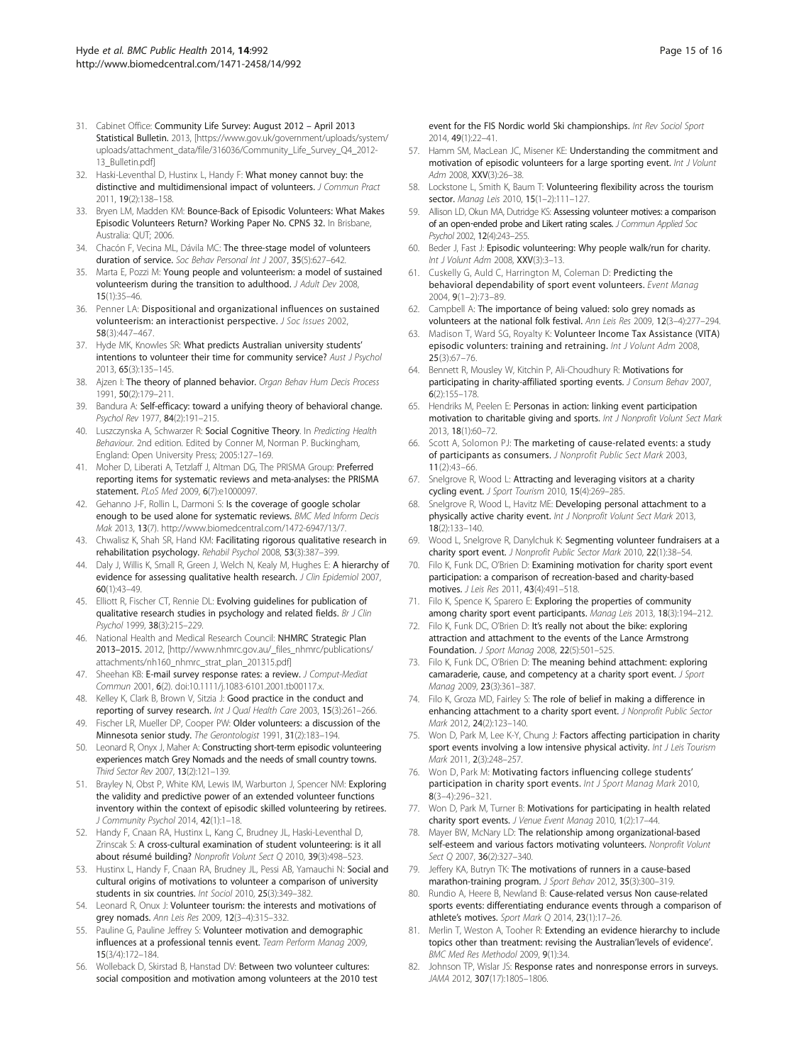31. Cabinet Office: **Community Life Survey: August 2012 – April 2013 Statistical Bulletin.** 2013, [https://www.gov.uk/government/uploads/system/uploads/attachment_data/file/316036/Community_Life_Survey_Q4_2012-13_Bulletin.pdf]
32. Haski-Leventhal D, Hustinx L, Handy F: **What money cannot buy: the distinctive and multidimensional impact of volunteers.** *J Commun Pract* 2011, **19**(2):138–158.
33. Bryen LM, Madden KM: **Bounce-Back of Episodic Volunteers: What Makes Episodic Volunteers Return? Working Paper No. CPNS 32.** In Brisbane, Australia: QUT; 2006.
34. Chacón F, Vecina ML, Dávila MC: **The three-stage model of volunteers duration of service.** *Soc Behav Personal Int J* 2007, **35**(5):627–642.
35. Marta E, Pozzi M: **Young people and volunteerism: a model of sustained volunteerism during the transition to adulthood.** *J Adult Dev* 2008, **15**(1):35–46.
36. Penner LA: **Dispositional and organizational influences on sustained volunteerism: an interactionist perspective.** *J Soc Issues* 2002, **58**(3):447–467.
37. Hyde MK, Knowles SR: **What predicts Australian university students' intentions to volunteer their time for community service?** *Aust J Psychol* 2013, **65**(3):135–145.
38. Ajzen I: **The theory of planned behavior.** *Organ Behav Hum Decis Process* 1991, **50**(2):179–211.
39. Bandura A: **Self-efficacy: toward a unifying theory of behavioral change.** *Psychol Rev* 1977, **84**(2):191–215.
40. Luszczynska A, Schwarzer R: **Social Cognitive Theory**. In *Predicting Health Behaviour.* 2nd edition. Edited by Conner M, Norman P. Buckingham, England: Open University Press; 2005:127–169.
41. Moher D, Liberati A, Tetzlaff J, Altman DG, The PRISMA Group: **Preferred reporting items for systematic reviews and meta-analyses: the PRISMA statement.** *PLoS Med* 2009, **6**(7):e1000097.
42. Gehanno J-F, Rollin L, Darmoni S: **Is the coverage of google scholar enough to be used alone for systematic reviews.** *BMC Med Inform Decis Mak* 2013, **13**(7). http://www.biomedcentral.com/1472-6947/13/7.
43. Chwalisz K, Shah SR, Hand KM: **Facilitating rigorous qualitative research in rehabilitation psychology.** *Rehabil Psychol* 2008, **53**(3):387–399.
44. Daly J, Willis K, Small R, Green J, Welch N, Kealy M, Hughes E: **A hierarchy of evidence for assessing qualitative health research.** *J Clin Epidemiol* 2007, **60**(1):43–49.
45. Elliott R, Fischer CT, Rennie DL: **Evolving guidelines for publication of qualitative research studies in psychology and related fields.** *Br J Clin Psychol* 1999, **38**(3):215–229.
46. National Health and Medical Research Council: **NHMRC Strategic Plan 2013–2015.** 2012, [http://www.nhmrc.gov.au/_files_nhmrc/publications/attachments/nh160_nhmrc_strat_plan_201315.pdf]
47. Sheehan KB: **E-mail survey response rates: a review.** *J Comput-Mediat Commun* 2001, **6**(2). doi:10.1111/j.1083-6101.2001.tb00117.x.
48. Kelley K, Clark B, Brown V, Sitzia J: **Good practice in the conduct and reporting of survey research.** *Int J Qual Health Care* 2003, **15**(3):261–266.
49. Fischer LR, Mueller DP, Cooper PW: **Older volunteers: a discussion of the Minnesota senior study.** *The Gerontologist* 1991, **31**(2):183–194.
50. Leonard R, Onyx J, Maher A: **Constructing short-term episodic volunteering experiences match Grey Nomads and the needs of small country towns.** *Third Sector Rev* 2007, **13**(2):121–139.
51. Brayley N, Obst P, White KM, Lewis IM, Warburton J, Spencer NM: **Exploring the validity and predictive power of an extended volunteer functions inventory within the context of episodic skilled volunteering by retirees.** *J Community Psychol* 2014, **42**(1):1–18.
52. Handy F, Cnaan RA, Hustinx L, Kang C, Brudney JL, Haski-Leventhal D, Zrinscak S: **A cross-cultural examination of student volunteering: is it all about résumé building?** *Nonprofit Volunt Sect Q* 2010, **39**(3):498–523.
53. Hustinx L, Handy F, Cnaan RA, Brudney JL, Pessi AB, Yamauchi N: **Social and cultural origins of motivations to volunteer a comparison of university students in six countries.** *Int Sociol* 2010, **25**(3):349–382.
54. Leonard R, Onux J: **Volunteer tourism: the interests and motivations of grey nomads.** *Ann Leis Res* 2009, **12**(3–4):315–332.
55. Pauline G, Pauline Jeffrey S: **Volunteer motivation and demographic influences at a professional tennis event.** *Team Perform Manag* 2009, **15**(3/4):172–184.
56. Wolleback D, Skirstad B, Hanstad DV: **Between two volunteer cultures: social composition and motivation among volunteers at the 2010 test event for the FIS Nordic world Ski championships.** *Int Rev Sociol Sport* 2014, **49**(1):22–41.
57. Hamm SM, MacLean JC, Misener KE: **Understanding the commitment and motivation of episodic volunteers for a large sporting event.** *Int J Volunt Adm* 2008, **XXV**(3):26–38.
58. Lockstone L, Smith K, Baum T: **Volunteering flexibility across the tourism sector.** *Manag Leis* 2010, **15**(1–2):111–127.
59. Allison LD, Okun MA, Dutridge KS: **Assessing volunteer motives: a comparison of an open-ended probe and Likert rating scales.** *J Commun Applied Soc Psychol* 2002, **12**(4):243–255.
60. Beder J, Fast J: **Episodic volunteering: Why people walk/run for charity.** *Int J Volunt Adm* 2008, **XXV**(3):3–13.
61. Cuskelly G, Auld C, Harrington M, Coleman D: **Predicting the behavioral dependability of sport event volunteers.** *Event Manag* 2004, **9**(1–2):73–89.
62. Campbell A: **The importance of being valued: solo grey nomads as volunteers at the national folk festival.** *Ann Leis Res* 2009, **12**(3–4):277–294.
63. Madison T, Ward SG, Royalty K: **Volunteer Income Tax Assistance (VITA) episodic volunters: training and retraining.** *Int J Volunt Adm* 2008, **25**(3):67–76.
64. Bennett R, Mousley W, Kitchin P, Ali-Choudhury R: **Motivations for participating in charity-affiliated sporting events.** *J Consum Behav* 2007, **6**(2):155–178.
65. Hendriks M, Peelen E: **Personas in action: linking event participation motivation to charitable giving and sports.** *Int J Nonprofit Volunt Sect Mark* 2013, **18**(1):60–72.
66. Scott A, Solomon PJ: **The marketing of cause-related events: a study of participants as consumers.** *J Nonprofit Public Sect Mark* 2003, **11**(2):43–66.
67. Snelgrove R, Wood L: **Attracting and leveraging visitors at a charity cycling event.** *J Sport Tourism* 2010, **15**(4):269–285.
68. Snelgrove R, Wood L, Havitz ME: **Developing personal attachment to a physically active charity event.** *Int J Nonprofit Volunt Sect Mark* 2013, **18**(2):133–140.
69. Wood L, Snelgrove R, Danylchuk K: **Segmenting volunteer fundraisers at a charity sport event.** *J Nonprofit Public Sector Mark* 2010, **22**(1):38–54.
70. Filo K, Funk DC, O'Brien D: **Examining motivation for charity sport event participation: a comparison of recreation-based and charity-based motives.** *J Leis Res* 2011, **43**(4):491–518.
71. Filo K, Spence K, Sparero E: **Exploring the properties of community among charity sport event participants.** *Manag Leis* 2013, **18**(3):194–212.
72. Filo K, Funk DC, O'Brien D: **It's really not about the bike: exploring attraction and attachment to the events of the Lance Armstrong Foundation.** *J Sport Manag* 2008, **22**(5):501–525.
73. Filo K, Funk DC, O'Brien D: **The meaning behind attachment: exploring camaraderie, cause, and competency at a charity sport event.** *J Sport Manag* 2009, **23**(3):361–387.
74. Filo K, Groza MD, Fairley S: **The role of belief in making a difference in enhancing attachment to a charity sport event.** *J Nonprofit Public Sector Mark* 2012, **24**(2):123–140.
75. Won D, Park M, Lee K-Y, Chung J: **Factors affecting participation in charity sport events involving a low intensive physical activity.** *Int J Leis Tourism Mark* 2011, **2**(3):248–257.
76. Won D, Park M: **Motivating factors influencing college students' participation in charity sport events.** *Int J Sport Manag Mark* 2010, **8**(3–4):296–321.
77. Won D, Park M, Turner B: **Motivations for participating in health related charity sport events.** *J Venue Event Manag* 2010, **1**(2):17–44.
78. Mayer BW, McNary LD: **The relationship among organizational-based self-esteem and various factors motivating volunteers.** *Nonprofit Volunt Sect Q* 2007, **36**(2):327–340.
79. Jeffery KA, Butryn TK: **The motivations of runners in a cause-based marathon-training program.** *J Sport Behav* 2012, **35**(3):300–319.
80. Rundio A, Heere B, Newland B: **Cause-related versus Non cause-related sports events: differentiating endurance events through a comparison of athlete's motives.** *Sport Mark Q* 2014, **23**(1):17–26.
81. Merlin T, Weston A, Tooher R: **Extending an evidence hierarchy to include topics other than treatment: revising the Australian'levels of evidence'.** *BMC Med Res Methodol* 2009, **9**(1):34.
82. Johnson TP, Wislar JS: **Response rates and nonresponse errors in surveys.** *JAMA* 2012, **307**(17):1805–1806.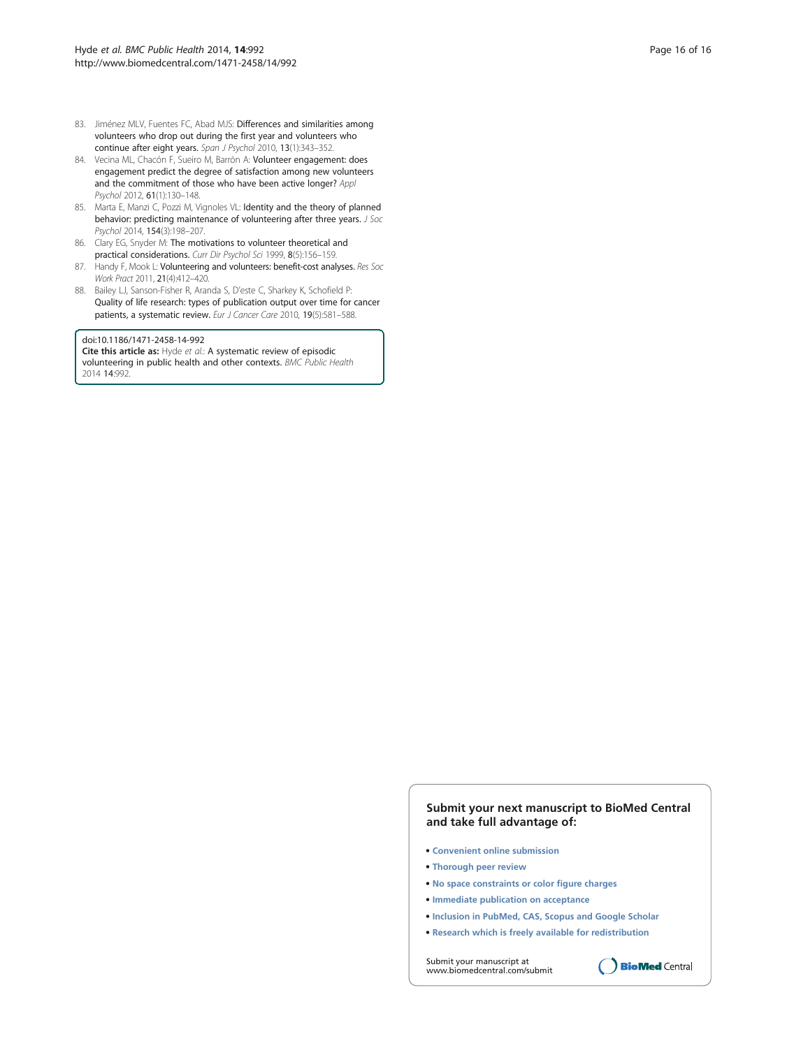83. Jiménez MLV, Fuentes FC, Abad MJS: **Differences and similarities among volunteers who drop out during the first year and volunteers who continue after eight years.** *Span J Psychol* 2010, **13**(1):343–352.
84. Vecina ML, Chacón F, Sueiro M, Barrón A: **Volunteer engagement: does engagement predict the degree of satisfaction among new volunteers and the commitment of those who have been active longer?** *Appl Psychol* 2012, **61**(1):130–148.
85. Marta E, Manzi C, Pozzi M, Vignoles VL: **Identity and the theory of planned behavior: predicting maintenance of volunteering after three years.** *J Soc Psychol* 2014, **154**(3):198–207.
86. Clary EG, Snyder M: **The motivations to volunteer theoretical and practical considerations.** *Curr Dir Psychol Sci* 1999, **8**(5):156–159.
87. Handy F, Mook L: **Volunteering and volunteers: benefit-cost analyses.** *Res Soc Work Pract* 2011, **21**(4):412–420.
88. Bailey LJ, Sanson-Fisher R, Aranda S, D'este C, Sharkey K, Schofield P: **Quality of life research: types of publication output over time for cancer patients, a systematic review.** *Eur J Cancer Care* 2010, **19**(5):581–588.

doi:10.1186/1471-2458-14-992
**Cite this article as:** Hyde *et al.*: A systematic review of episodic volunteering in public health and other contexts. *BMC Public Health* 2014 **14**:992.

**Submit your next manuscript to BioMed Central and take full advantage of:**

- **Convenient online submission**
- **Thorough peer review**
- **No space constraints or color figure charges**
- **Immediate publication on acceptance**
- **Inclusion in PubMed, CAS, Scopus and Google Scholar**
- **Research which is freely available for redistribution**

Submit your manuscript at
www.biomedcentral.com/submit

BioMed Central